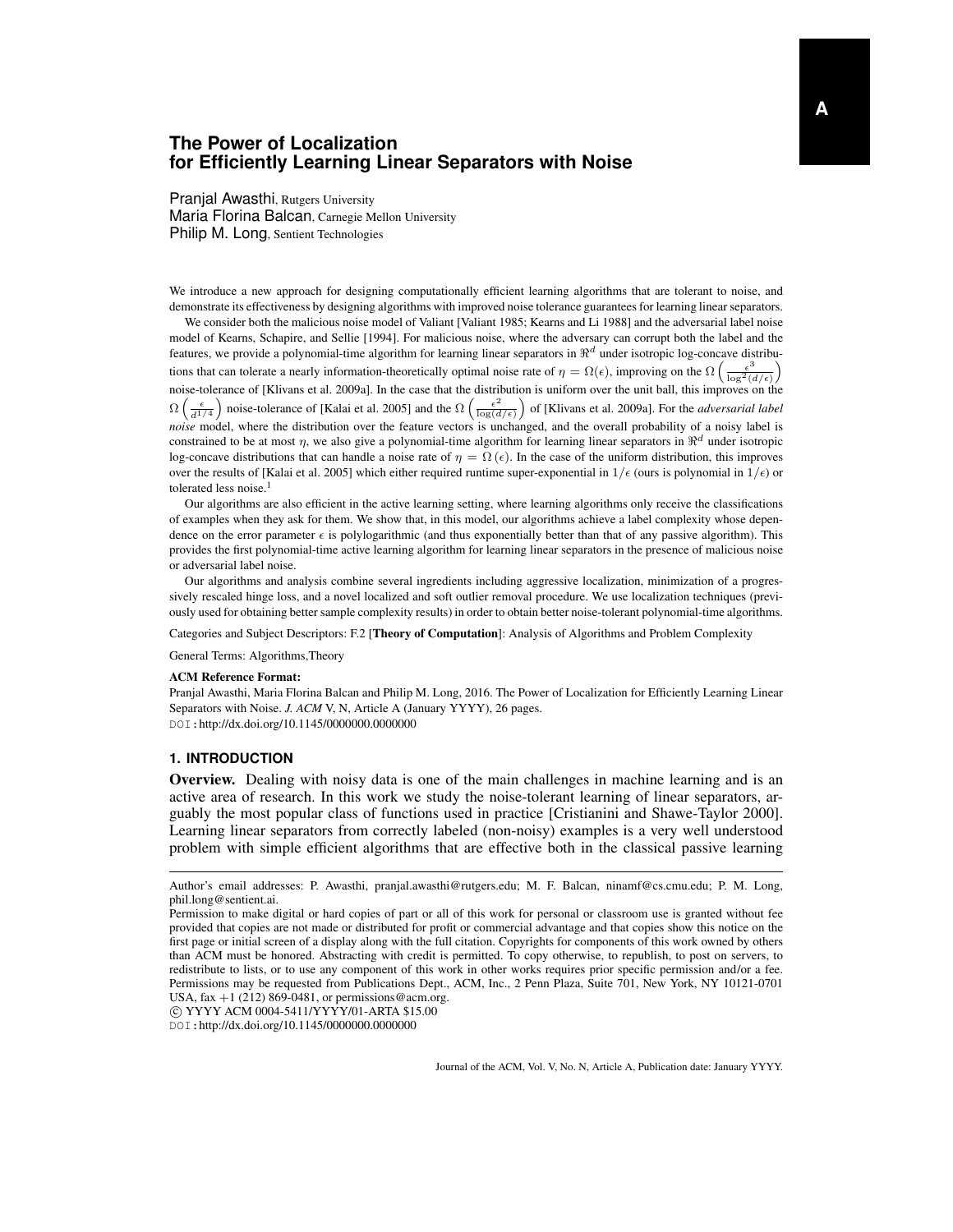# The Power of Localization for Efficiently Learning Linear Separators with Noise

Pranjal Awasthi, Rutgers University
Maria Florina Balcan, Carnegie Mellon University
Philip M. Long, Sentient Technologies

We introduce a new approach for designing computationally efficient learning algorithms that are tolerant to noise, and demonstrate its effectiveness by designing algorithms with improved noise tolerance guarantees for learning linear separators.

We consider both the malicious noise model of Valiant [Valiant 1985; Kearns and Li 1988] and the adversarial label noise model of Kearns, Schapire, and Sellie [1994]. For malicious noise, where the adversary can corrupt both the label and the features, we provide a polynomial-time algorithm for learning linear separators in $\Re^d$ under isotropic log-concave distributions that can tolerate a nearly information-theoretically optimal noise rate of $\eta = \Omega(\epsilon)$, improving on the $\Omega\left(\frac{\epsilon^3}{\log^2(d/\epsilon)}\right)$ noise-tolerance of [Klivans et al. 2009a]. In the case that the distribution is uniform over the unit ball, this improves on the $\Omega\left(\frac{\epsilon}{d^{1/4}}\right)$ noise-tolerance of [Kalai et al. 2005] and the $\Omega\left(\frac{\epsilon^2}{\log(d/\epsilon)}\right)$ of [Klivans et al. 2009a]. For the *adversarial label noise* model, where the distribution over the feature vectors is unchanged, and the overall probability of a noisy label is constrained to be at most $\eta$, we also give a polynomial-time algorithm for learning linear separators in $\Re^d$ under isotropic log-concave distributions that can handle a noise rate of $\eta = \Omega(\epsilon)$. In the case of the uniform distribution, this improves over the results of [Kalai et al. 2005] which either required runtime super-exponential in $1/\epsilon$ (ours is polynomial in $1/\epsilon$) or tolerated less noise.[1]

Our algorithms are also efficient in the active learning setting, where learning algorithms only receive the classifications of examples when they ask for them. We show that, in this model, our algorithms achieve a label complexity whose dependence on the error parameter $\epsilon$ is polylogarithmic (and thus exponentially better than that of any passive algorithm). This provides the first polynomial-time active learning algorithm for learning linear separators in the presence of malicious noise or adversarial label noise.

Our algorithms and analysis combine several ingredients including aggressive localization, minimization of a progressively rescaled hinge loss, and a novel localized and soft outlier removal procedure. We use localization techniques (previously used for obtaining better sample complexity results) in order to obtain better noise-tolerant polynomial-time algorithms.

Categories and Subject Descriptors: F.2 [**Theory of Computation**]: Analysis of Algorithms and Problem Complexity

General Terms: Algorithms,Theory

**ACM Reference Format:**

Pranjal Awasthi, Maria Florina Balcan and Philip M. Long, 2016. The Power of Localization for Efficiently Learning Linear Separators with Noise. *J. ACM* V, N, Article A (January YYYY), 26 pages.
DOI: http://dx.doi.org/10.1145/0000000.0000000

## 1. INTRODUCTION

**Overview.** Dealing with noisy data is one of the main challenges in machine learning and is an active area of research. In this work we study the noise-tolerant learning of linear separators, arguably the most popular class of functions used in practice [Cristianini and Shawe-Taylor 2000]. Learning linear separators from correctly labeled (non-noisy) examples is a very well understood problem with simple efficient algorithms that are effective both in the classical passive learning

---

Author's email addresses: P. Awasthi, pranjal.awasthi@rutgers.edu; M. F. Balcan, ninamf@cs.cmu.edu; P. M. Long, phil.long@sentient.ai.

Permission to make digital or hard copies of part or all of this work for personal or classroom use is granted without fee provided that copies are not made or distributed for profit or commercial advantage and that copies show this notice on the first page or initial screen of a display along with the full citation. Copyrights for components of this work owned by others than ACM must be honored. Abstracting with credit is permitted. To copy otherwise, to republish, to post on servers, to redistribute to lists, or to use any component of this work in other works requires prior specific permission and/or a fee. Permissions may be requested from Publications Dept., ACM, Inc., 2 Penn Plaza, Suite 701, New York, NY 10121-0701 USA, fax +1 (212) 869-0481, or permissions@acm.org.

© YYYY ACM 0004-5411/YYYY/01-ARTA $15.00

DOI: http://dx.doi.org/10.1145/0000000.0000000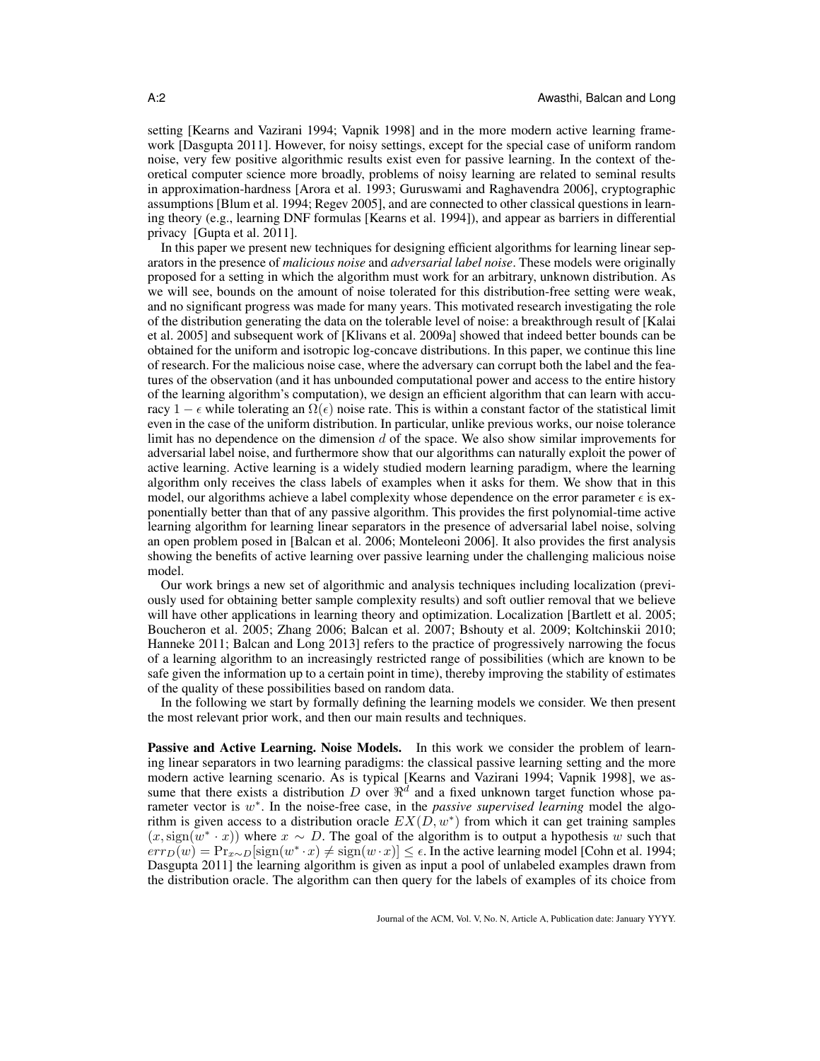setting [Kearns and Vazirani 1994; Vapnik 1998] and in the more modern active learning framework [Dasgupta 2011]. However, for noisy settings, except for the special case of uniform random noise, very few positive algorithmic results exist even for passive learning. In the context of theoretical computer science more broadly, problems of noisy learning are related to seminal results in approximation-hardness [Arora et al. 1993; Guruswami and Raghavendra 2006], cryptographic assumptions [Blum et al. 1994; Regev 2005], and are connected to other classical questions in learning theory (e.g., learning DNF formulas [Kearns et al. 1994]), and appear as barriers in differential privacy [Gupta et al. 2011].

In this paper we present new techniques for designing efficient algorithms for learning linear separators in the presence of *malicious noise* and *adversarial label noise*. These models were originally proposed for a setting in which the algorithm must work for an arbitrary, unknown distribution. As we will see, bounds on the amount of noise tolerated for this distribution-free setting were weak, and no significant progress was made for many years. This motivated research investigating the role of the distribution generating the data on the tolerable level of noise: a breakthrough result of [Kalai et al. 2005] and subsequent work of [Klivans et al. 2009a] showed that indeed better bounds can be obtained for the uniform and isotropic log-concave distributions. In this paper, we continue this line of research. For the malicious noise case, where the adversary can corrupt both the label and the features of the observation (and it has unbounded computational power and access to the entire history of the learning algorithm's computation), we design an efficient algorithm that can learn with accuracy $1 - \epsilon$ while tolerating an $\Omega(\epsilon)$ noise rate. This is within a constant factor of the statistical limit even in the case of the uniform distribution. In particular, unlike previous works, our noise tolerance limit has no dependence on the dimension $d$ of the space. We also show similar improvements for adversarial label noise, and furthermore show that our algorithms can naturally exploit the power of active learning. Active learning is a widely studied modern learning paradigm, where the learning algorithm only receives the class labels of examples when it asks for them. We show that in this model, our algorithms achieve a label complexity whose dependence on the error parameter $\epsilon$ is exponentially better than that of any passive algorithm. This provides the first polynomial-time active learning algorithm for learning linear separators in the presence of adversarial label noise, solving an open problem posed in [Balcan et al. 2006; Monteleoni 2006]. It also provides the first analysis showing the benefits of active learning over passive learning under the challenging malicious noise model.

Our work brings a new set of algorithmic and analysis techniques including localization (previously used for obtaining better sample complexity results) and soft outlier removal that we believe will have other applications in learning theory and optimization. Localization [Bartlett et al. 2005; Boucheron et al. 2005; Zhang 2006; Balcan et al. 2007; Bshouty et al. 2009; Koltchinskii 2010; Hanneke 2011; Balcan and Long 2013] refers to the practice of progressively narrowing the focus of a learning algorithm to an increasingly restricted range of possibilities (which are known to be safe given the information up to a certain point in time), thereby improving the stability of estimates of the quality of these possibilities based on random data.

In the following we start by formally defining the learning models we consider. We then present the most relevant prior work, and then our main results and techniques.

**Passive and Active Learning. Noise Models.** In this work we consider the problem of learning linear separators in two learning paradigms: the classical passive learning setting and the more modern active learning scenario. As is typical [Kearns and Vazirani 1994; Vapnik 1998], we assume that there exists a distribution $D$ over $\Re^d$ and a fixed unknown target function whose parameter vector is $w^*$. In the noise-free case, in the *passive supervised learning* model the algorithm is given access to a distribution oracle $EX(D, w^*)$ from which it can get training samples $(x, \text{sign}(w^* \cdot x))$ where $x \sim D$. The goal of the algorithm is to output a hypothesis $w$ such that $err_D(w) = \Pr_{x \sim D}[\text{sign}(w^* \cdot x) \neq \text{sign}(w \cdot x)] \leq \epsilon$. In the active learning model [Cohn et al. 1994; Dasgupta 2011] the learning algorithm is given as input a pool of unlabeled examples drawn from the distribution oracle. The algorithm can then query for the labels of examples of its choice from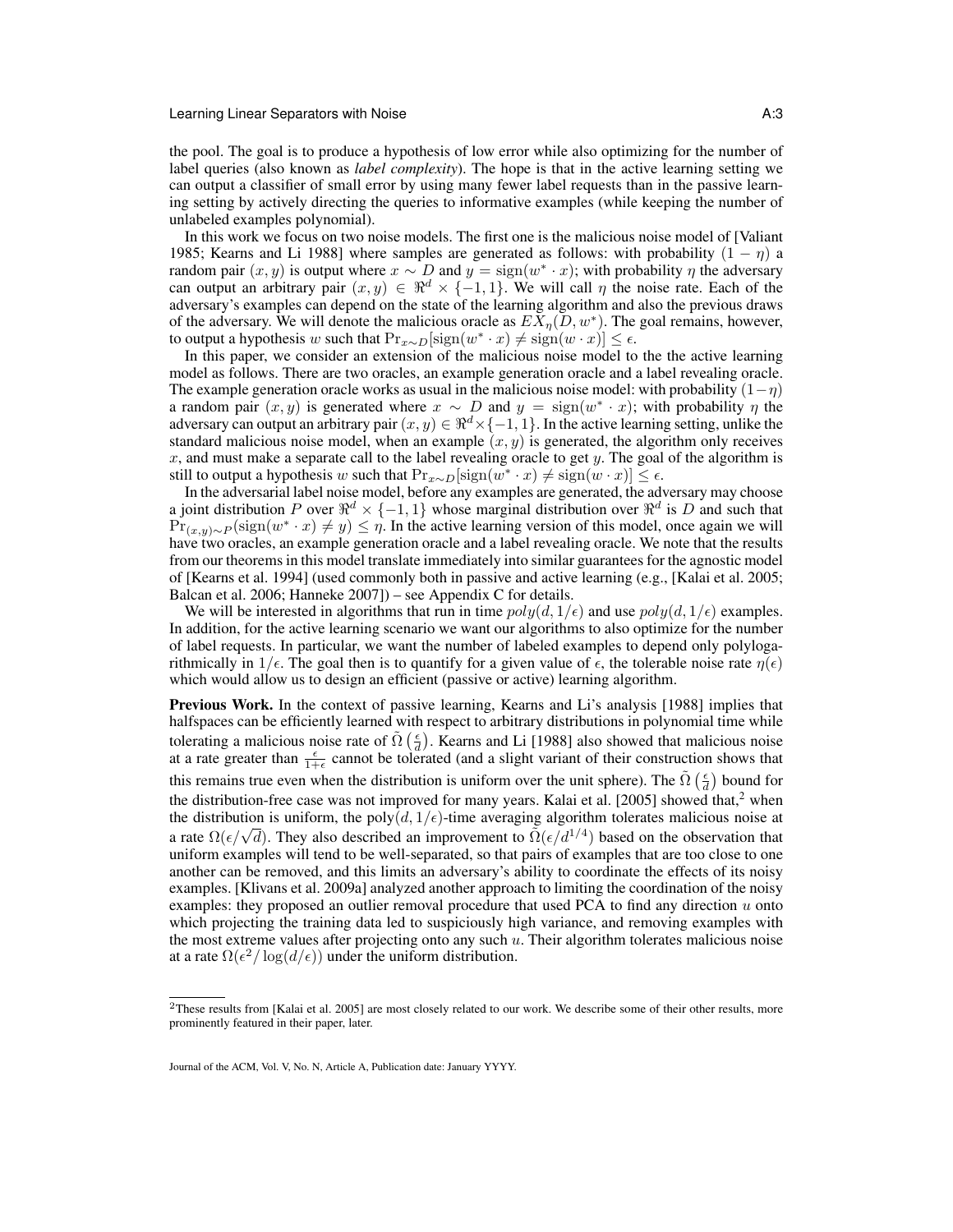the pool. The goal is to produce a hypothesis of low error while also optimizing for the number of label queries (also known as *label complexity*). The hope is that in the active learning setting we can output a classifier of small error by using many fewer label requests than in the passive learning setting by actively directing the queries to informative examples (while keeping the number of unlabeled examples polynomial).

In this work we focus on two noise models. The first one is the malicious noise model of [Valiant 1985; Kearns and Li 1988] where samples are generated as follows: with probability $(1 - \eta)$ a random pair $(x, y)$ is output where $x \sim D$ and $y = \operatorname{sign}(w^* \cdot x)$; with probability $\eta$ the adversary can output an arbitrary pair $(x, y) \in \Re^d \times \{-1, 1\}$. We will call $\eta$ the noise rate. Each of the adversary's examples can depend on the state of the learning algorithm and also the previous draws of the adversary. We will denote the malicious oracle as $EX_\eta(D, w^*)$. The goal remains, however, to output a hypothesis $w$ such that $\Pr_{x\sim D}[\operatorname{sign}(w^* \cdot x) \neq \operatorname{sign}(w \cdot x)] \leq \epsilon$.

In this paper, we consider an extension of the malicious noise model to the the active learning model as follows. There are two oracles, an example generation oracle and a label revealing oracle. The example generation oracle works as usual in the malicious noise model: with probability $(1-\eta)$ a random pair $(x, y)$ is generated where $x \sim D$ and $y = \operatorname{sign}(w^* \cdot x)$; with probability $\eta$ the adversary can output an arbitrary pair $(x, y) \in \Re^d \times \{-1, 1\}$. In the active learning setting, unlike the standard malicious noise model, when an example $(x, y)$ is generated, the algorithm only receives $x$, and must make a separate call to the label revealing oracle to get $y$. The goal of the algorithm is still to output a hypothesis $w$ such that $\Pr_{x\sim D}[\operatorname{sign}(w^* \cdot x) \neq \operatorname{sign}(w \cdot x)] \leq \epsilon$.

In the adversarial label noise model, before any examples are generated, the adversary may choose a joint distribution $P$ over $\Re^d \times \{-1, 1\}$ whose marginal distribution over $\Re^d$ is $D$ and such that $\Pr_{(x,y)\sim P}(\operatorname{sign}(w^* \cdot x) \neq y) \leq \eta$. In the active learning version of this model, once again we will have two oracles, an example generation oracle and a label revealing oracle. We note that the results from our theorems in this model translate immediately into similar guarantees for the agnostic model of [Kearns et al. 1994] (used commonly both in passive and active learning (e.g., [Kalai et al. 2005; Balcan et al. 2006; Hanneke 2007]) – see Appendix C for details.

We will be interested in algorithms that run in time $poly(d, 1/\epsilon)$ and use $poly(d, 1/\epsilon)$ examples. In addition, for the active learning scenario we want our algorithms to also optimize for the number of label requests. In particular, we want the number of labeled examples to depend only polylogarithmically in $1/\epsilon$. The goal then is to quantify for a given value of $\epsilon$, the tolerable noise rate $\eta(\epsilon)$ which would allow us to design an efficient (passive or active) learning algorithm.

**Previous Work.** In the context of passive learning, Kearns and Li's analysis [1988] implies that halfspaces can be efficiently learned with respect to arbitrary distributions in polynomial time while tolerating a malicious noise rate of $\tilde{\Omega}\left(\frac{\epsilon}{d}\right)$. Kearns and Li [1988] also showed that malicious noise at a rate greater than $\frac{\epsilon}{1+\epsilon}$ cannot be tolerated (and a slight variant of their construction shows that this remains true even when the distribution is uniform over the unit sphere). The $\tilde{\Omega}\left(\frac{\epsilon}{d}\right)$ bound for the distribution-free case was not improved for many years. Kalai et al. [2005] showed that,[2] when the distribution is uniform, the poly$(d, 1/\epsilon)$-time averaging algorithm tolerates malicious noise at a rate $\Omega(\epsilon/\sqrt{d})$. They also described an improvement to $\tilde{\Omega}(\epsilon/d^{1/4})$ based on the observation that uniform examples will tend to be well-separated, so that pairs of examples that are too close to one another can be removed, and this limits an adversary's ability to coordinate the effects of its noisy examples. [Klivans et al. 2009a] analyzed another approach to limiting the coordination of the noisy examples: they proposed an outlier removal procedure that used PCA to find any direction $u$ onto which projecting the training data led to suspiciously high variance, and removing examples with the most extreme values after projecting onto any such $u$. Their algorithm tolerates malicious noise at a rate $\Omega(\epsilon^2/\log(d/\epsilon))$ under the uniform distribution.

[2] These results from [Kalai et al. 2005] are most closely related to our work. We describe some of their other results, more prominently featured in their paper, later.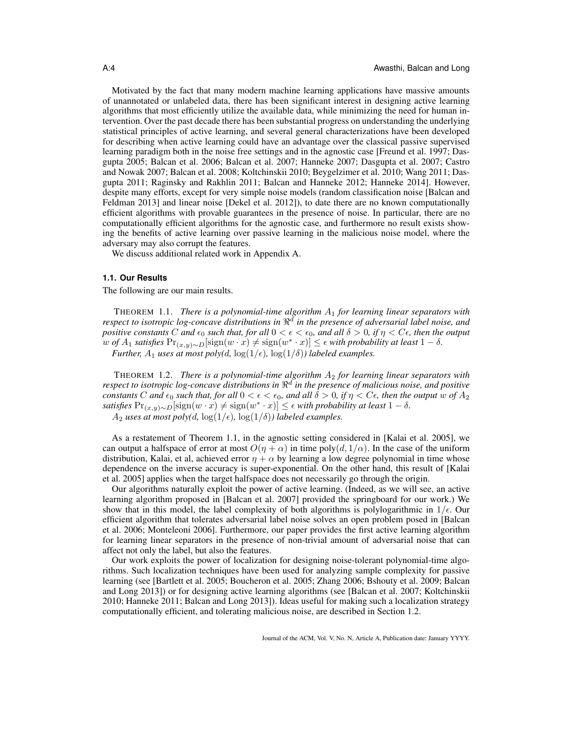Motivated by the fact that many modern machine learning applications have massive amounts of unannotated or unlabeled data, there has been significant interest in designing active learning algorithms that most efficiently utilize the available data, while minimizing the need for human intervention. Over the past decade there has been substantial progress on understanding the underlying statistical principles of active learning, and several general characterizations have been developed for describing when active learning could have an advantage over the classical passive supervised learning paradigm both in the noise free settings and in the agnostic case [Freund et al. 1997; Dasgupta 2005; Balcan et al. 2006; Balcan et al. 2007; Hanneke 2007; Dasgupta et al. 2007; Castro and Nowak 2007; Balcan et al. 2008; Koltchinskii 2010; Beygelzimer et al. 2010; Wang 2011; Dasgupta 2011; Raginsky and Rakhlin 2011; Balcan and Hanneke 2012; Hanneke 2014]. However, despite many efforts, except for very simple noise models (random classification noise [Balcan and Feldman 2013] and linear noise [Dekel et al. 2012]), to date there are no known computationally efficient algorithms with provable guarantees in the presence of noise. In particular, there are no computationally efficient algorithms for the agnostic case, and furthermore no result exists showing the benefits of active learning over passive learning in the malicious noise model, where the adversary may also corrupt the features.

We discuss additional related work in Appendix A.

### 1.1. Our Results

The following are our main results.

THEOREM 1.1. *There is a polynomial-time algorithm $A_1$ for learning linear separators with respect to isotropic log-concave distributions in $\Re^d$ in the presence of adversarial label noise, and positive constants $C$ and $\epsilon_0$ such that, for all $0 < \epsilon < \epsilon_0$, and all $\delta > 0$, if $\eta < C\epsilon$, then the output $w$ of $A_1$ satisfies $\Pr_{(x,y)\sim D}[\operatorname{sign}(w \cdot x) \neq \operatorname{sign}(w^* \cdot x)] \leq \epsilon$ with probability at least $1 - \delta$.*
*Further, $A_1$ uses at most poly($d$, $\log(1/\epsilon)$, $\log(1/\delta)$) labeled examples.*

THEOREM 1.2. *There is a polynomial-time algorithm $A_2$ for learning linear separators with respect to isotropic log-concave distributions in $\Re^d$ in the presence of malicious noise, and positive constants $C$ and $\epsilon_0$ such that, for all $0 < \epsilon < \epsilon_0$, and all $\delta > 0$, if $\eta < C\epsilon$, then the output $w$ of $A_2$ satisfies $\Pr_{(x,y)\sim D}[\operatorname{sign}(w \cdot x) \neq \operatorname{sign}(w^* \cdot x)] \leq \epsilon$ with probability at least $1 - \delta$.*
*$A_2$ uses at most poly($d$, $\log(1/\epsilon)$, $\log(1/\delta)$) labeled examples.*

As a restatement of Theorem 1.1, in the agnostic setting considered in [Kalai et al. 2005], we can output a halfspace of error at most $O(\eta + \alpha)$ in time poly$(d, 1/\alpha)$. In the case of the uniform distribution, Kalai, et al, achieved error $\eta + \alpha$ by learning a low degree polynomial in time whose dependence on the inverse accuracy is super-exponential. On the other hand, this result of [Kalai et al. 2005] applies when the target halfspace does not necessarily go through the origin.

Our algorithms naturally exploit the power of active learning. (Indeed, as we will see, an active learning algorithm proposed in [Balcan et al. 2007] provided the springboard for our work.) We show that in this model, the label complexity of both algorithms is polylogarithmic in $1/\epsilon$. Our efficient algorithm that tolerates adversarial label noise solves an open problem posed in [Balcan et al. 2006; Monteleoni 2006]. Furthermore, our paper provides the first active learning algorithm for learning linear separators in the presence of non-trivial amount of adversarial noise that can affect not only the label, but also the features.

Our work exploits the power of localization for designing noise-tolerant polynomial-time algorithms. Such localization techniques have been used for analyzing sample complexity for passive learning (see [Bartlett et al. 2005; Boucheron et al. 2005; Zhang 2006; Bshouty et al. 2009; Balcan and Long 2013]) or for designing active learning algorithms (see [Balcan et al. 2007; Koltchinskii 2010; Hanneke 2011; Balcan and Long 2013]). Ideas useful for making such a localization strategy computationally efficient, and tolerating malicious noise, are described in Section 1.2.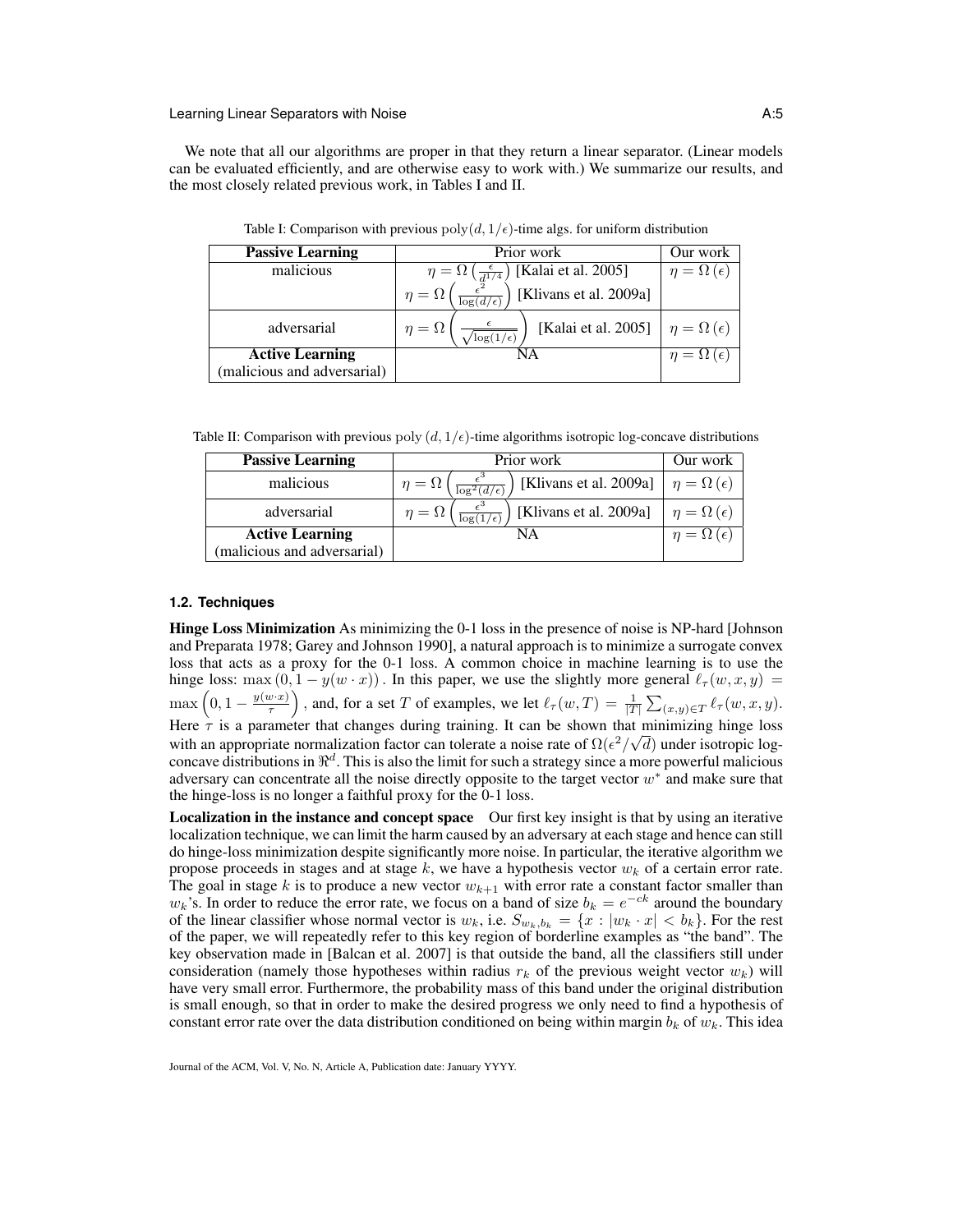We note that all our algorithms are proper in that they return a linear separator. (Linear models can be evaluated efficiently, and are otherwise easy to work with.) We summarize our results, and the most closely related previous work, in Tables I and II.

Table I: Comparison with previous $\mathrm{poly}(d, 1/\epsilon)$-time algs. for uniform distribution

| **Passive Learning** | Prior work | Our work |
|---|---|---|
| malicious | $\eta = \Omega\left(\frac{\epsilon}{d^{1/4}}\right)$ [Kalai et al. 2005] <br> $\eta = \Omega\left(\frac{\epsilon^2}{\log(d/\epsilon)}\right)$ [Klivans et al. 2009a] | $\eta = \Omega(\epsilon)$ |
| adversarial | $\eta = \Omega\left(\frac{\epsilon}{\sqrt{\log(1/\epsilon)}}\right)$ [Kalai et al. 2005] | $\eta = \Omega(\epsilon)$ |
| **Active Learning** (malicious and adversarial) | NA | $\eta = \Omega(\epsilon)$ |

Table II: Comparison with previous $\mathrm{poly}(d, 1/\epsilon)$-time algorithms isotropic log-concave distributions

| **Passive Learning** | Prior work | Our work |
|---|---|---|
| malicious | $\eta = \Omega\left(\frac{\epsilon^3}{\log^2(d/\epsilon)}\right)$ [Klivans et al. 2009a] | $\eta = \Omega(\epsilon)$ |
| adversarial | $\eta = \Omega\left(\frac{\epsilon^3}{\log(1/\epsilon)}\right)$ [Klivans et al. 2009a] | $\eta = \Omega(\epsilon)$ |
| **Active Learning** (malicious and adversarial) | NA | $\eta = \Omega(\epsilon)$ |

### 1.2. Techniques

**Hinge Loss Minimization** As minimizing the 0-1 loss in the presence of noise is NP-hard [Johnson and Preparata 1978; Garey and Johnson 1990], a natural approach is to minimize a surrogate convex loss that acts as a proxy for the 0-1 loss. A common choice in machine learning is to use the hinge loss: $\max(0, 1 - y(w \cdot x))$. In this paper, we use the slightly more general $\ell_\tau(w, x, y) = \max\left(0, 1 - \frac{y(w \cdot x)}{\tau}\right)$, and, for a set $T$ of examples, we let $\ell_\tau(w, T) = \frac{1}{|T|}\sum_{(x,y)\in T} \ell_\tau(w, x, y)$. Here $\tau$ is a parameter that changes during training. It can be shown that minimizing hinge loss with an appropriate normalization factor can tolerate a noise rate of $\Omega(\epsilon^2/\sqrt{d})$ under isotropic log-concave distributions in $\Re^d$. This is also the limit for such a strategy since a more powerful malicious adversary can concentrate all the noise directly opposite to the target vector $w^*$ and make sure that the hinge-loss is no longer a faithful proxy for the 0-1 loss.

**Localization in the instance and concept space** Our first key insight is that by using an iterative localization technique, we can limit the harm caused by an adversary at each stage and hence can still do hinge-loss minimization despite significantly more noise. In particular, the iterative algorithm we propose proceeds in stages and at stage $k$, we have a hypothesis vector $w_k$ of a certain error rate. The goal in stage $k$ is to produce a new vector $w_{k+1}$ with error rate a constant factor smaller than $w_k$'s. In order to reduce the error rate, we focus on a band of size $b_k = e^{-ck}$ around the boundary of the linear classifier whose normal vector is $w_k$, i.e. $S_{w_k,b_k} = \{x : |w_k \cdot x| < b_k\}$. For the rest of the paper, we will repeatedly refer to this key region of borderline examples as "the band". The key observation made in [Balcan et al. 2007] is that outside the band, all the classifiers still under consideration (namely those hypotheses within radius $r_k$ of the previous weight vector $w_k$) will have very small error. Furthermore, the probability mass of this band under the original distribution is small enough, so that in order to make the desired progress we only need to find a hypothesis of constant error rate over the data distribution conditioned on being within margin $b_k$ of $w_k$. This idea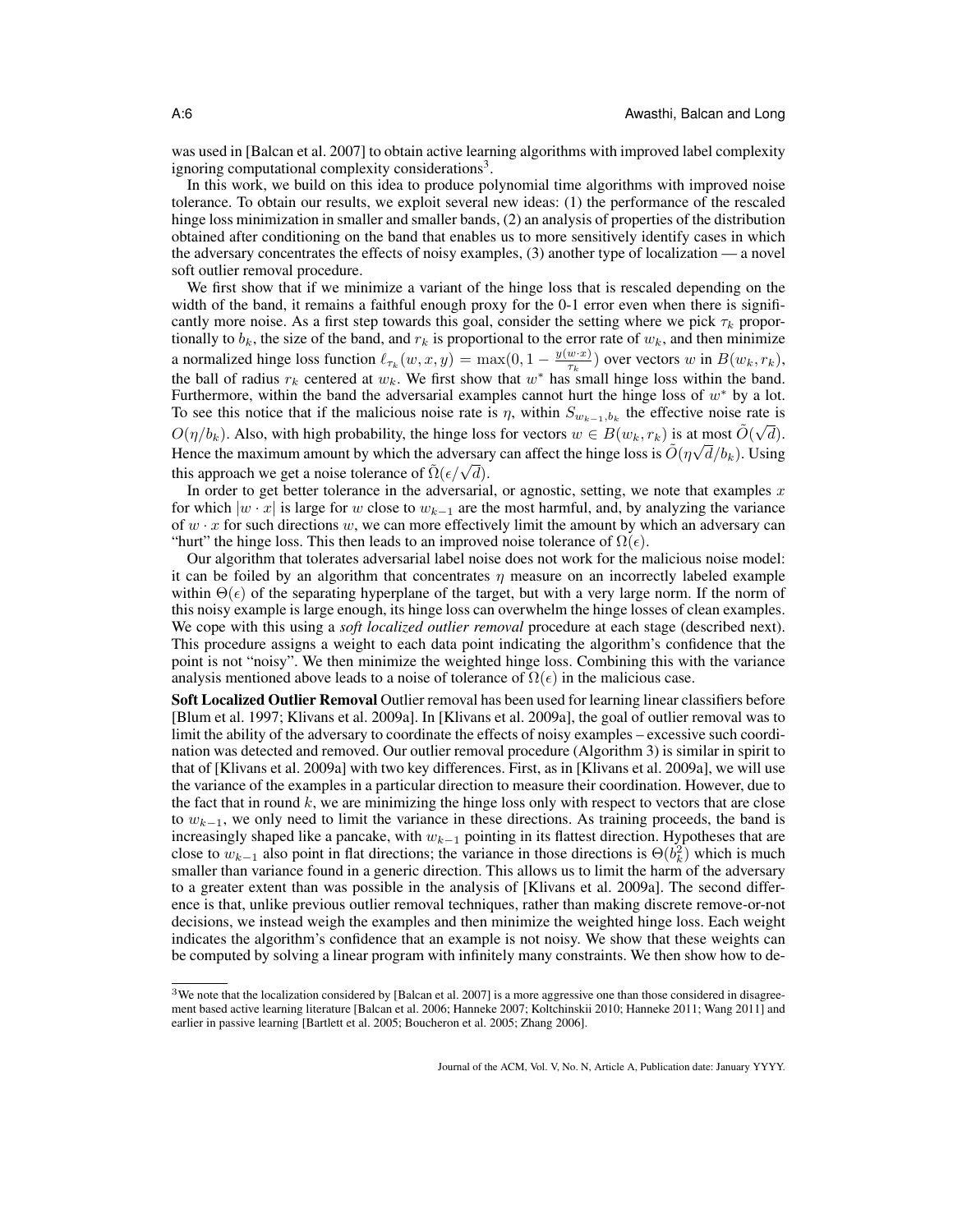was used in [Balcan et al. 2007] to obtain active learning algorithms with improved label complexity ignoring computational complexity considerations[3].

In this work, we build on this idea to produce polynomial time algorithms with improved noise tolerance. To obtain our results, we exploit several new ideas: (1) the performance of the rescaled hinge loss minimization in smaller and smaller bands, (2) an analysis of properties of the distribution obtained after conditioning on the band that enables us to more sensitively identify cases in which the adversary concentrates the effects of noisy examples, (3) another type of localization — a novel soft outlier removal procedure.

We first show that if we minimize a variant of the hinge loss that is rescaled depending on the width of the band, it remains a faithful enough proxy for the 0-1 error even when there is significantly more noise. As a first step towards this goal, consider the setting where we pick $\tau_k$ proportionally to $b_k$, the size of the band, and $r_k$ is proportional to the error rate of $w_k$, and then minimize a normalized hinge loss function $\ell_{\tau_k}(w, x, y) = \max(0, 1 - \frac{y(w \cdot x)}{\tau_k})$ over vectors $w$ in $B(w_k, r_k)$, the ball of radius $r_k$ centered at $w_k$. We first show that $w^*$ has small hinge loss within the band. Furthermore, within the band the adversarial examples cannot hurt the hinge loss of $w^*$ by a lot. To see this notice that if the malicious noise rate is $\eta$, within $S_{w_{k-1}, b_k}$ the effective noise rate is $O(\eta/b_k)$. Also, with high probability, the hinge loss for vectors $w \in B(w_k, r_k)$ is at most $\tilde{O}(\sqrt{d})$. Hence the maximum amount by which the adversary can affect the hinge loss is $\tilde{O}(\eta\sqrt{d}/b_k)$. Using this approach we get a noise tolerance of $\tilde{\Omega}(\epsilon/\sqrt{d})$.

In order to get better tolerance in the adversarial, or agnostic, setting, we note that examples $x$ for which $|w \cdot x|$ is large for $w$ close to $w_{k-1}$ are the most harmful, and, by analyzing the variance of $w \cdot x$ for such directions $w$, we can more effectively limit the amount by which an adversary can "hurt" the hinge loss. This then leads to an improved noise tolerance of $\Omega(\epsilon)$.

Our algorithm that tolerates adversarial label noise does not work for the malicious noise model: it can be foiled by an algorithm that concentrates $\eta$ measure on an incorrectly labeled example within $\Theta(\epsilon)$ of the separating hyperplane of the target, but with a very large norm. If the norm of this noisy example is large enough, its hinge loss can overwhelm the hinge losses of clean examples. We cope with this using a *soft localized outlier removal* procedure at each stage (described next). This procedure assigns a weight to each data point indicating the algorithm's confidence that the point is not "noisy". We then minimize the weighted hinge loss. Combining this with the variance analysis mentioned above leads to a noise of tolerance of $\Omega(\epsilon)$ in the malicious case.

**Soft Localized Outlier Removal** Outlier removal has been used for learning linear classifiers before [Blum et al. 1997; Klivans et al. 2009a]. In [Klivans et al. 2009a], the goal of outlier removal was to limit the ability of the adversary to coordinate the effects of noisy examples – excessive such coordination was detected and removed. Our outlier removal procedure (Algorithm 3) is similar in spirit to that of [Klivans et al. 2009a] with two key differences. First, as in [Klivans et al. 2009a], we will use the variance of the examples in a particular direction to measure their coordination. However, due to the fact that in round $k$, we are minimizing the hinge loss only with respect to vectors that are close to $w_{k-1}$, we only need to limit the variance in these directions. As training proceeds, the band is increasingly shaped like a pancake, with $w_{k-1}$ pointing in its flattest direction. Hypotheses that are close to $w_{k-1}$ also point in flat directions; the variance in those directions is $\Theta(b_k^2)$ which is much smaller than variance found in a generic direction. This allows us to limit the harm of the adversary to a greater extent than was possible in the analysis of [Klivans et al. 2009a]. The second difference is that, unlike previous outlier removal techniques, rather than making discrete remove-or-not decisions, we instead weigh the examples and then minimize the weighted hinge loss. Each weight indicates the algorithm's confidence that an example is not noisy. We show that these weights can be computed by solving a linear program with infinitely many constraints. We then show how to de-

[3] We note that the localization considered by [Balcan et al. 2007] is a more aggressive one than those considered in disagreement based active learning literature [Balcan et al. 2006; Hanneke 2007; Koltchinskii 2010; Hanneke 2011; Wang 2011] and earlier in passive learning [Bartlett et al. 2005; Boucheron et al. 2005; Zhang 2006].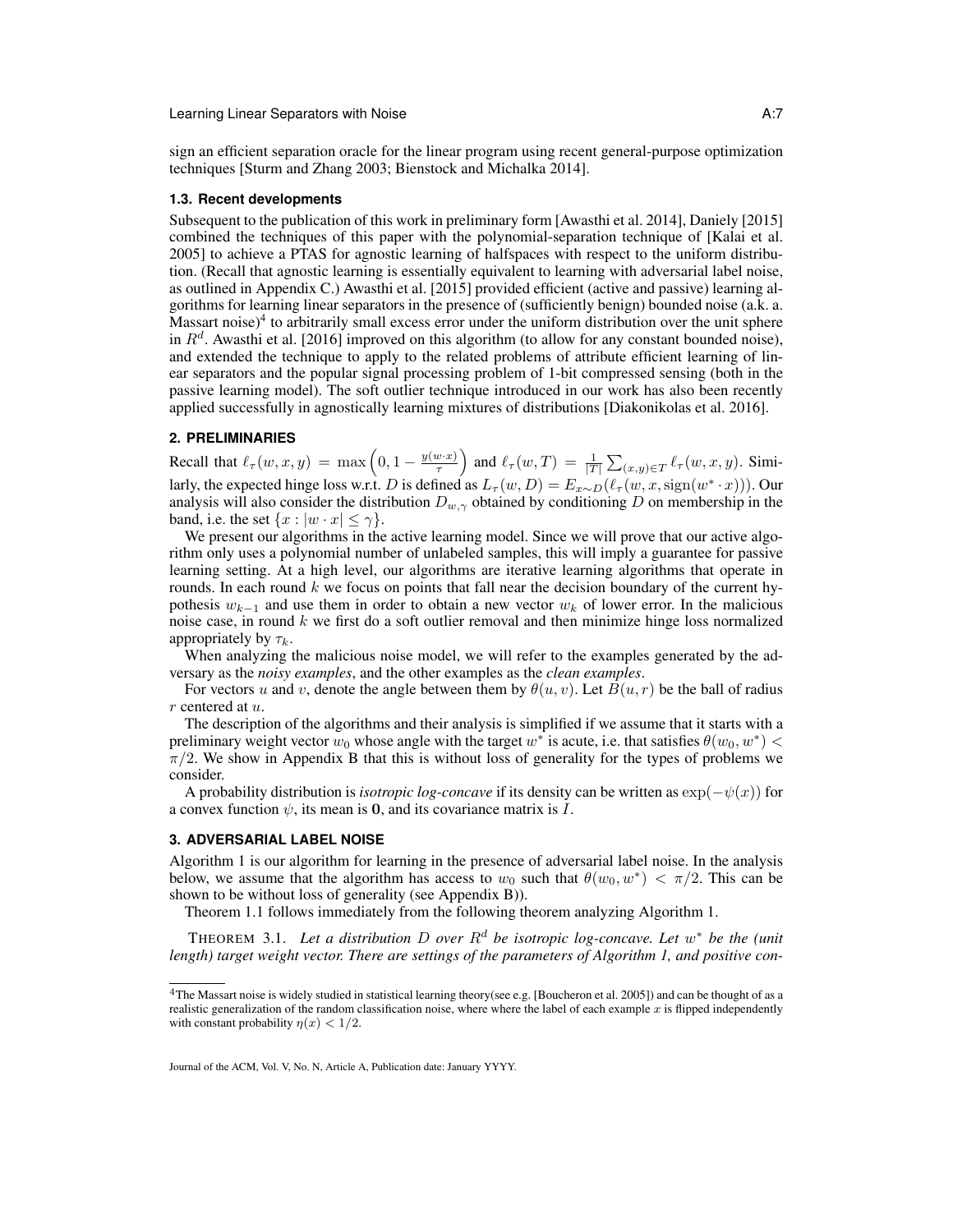sign an efficient separation oracle for the linear program using recent general-purpose optimization techniques [Sturm and Zhang 2003; Bienstock and Michalka 2014].

### 1.3. Recent developments

Subsequent to the publication of this work in preliminary form [Awasthi et al. 2014], Daniely [2015] combined the techniques of this paper with the polynomial-separation technique of [Kalai et al. 2005] to achieve a PTAS for agnostic learning of halfspaces with respect to the uniform distribution. (Recall that agnostic learning is essentially equivalent to learning with adversarial label noise, as outlined in Appendix C.) Awasthi et al. [2015] provided efficient (active and passive) learning algorithms for learning linear separators in the presence of (sufficiently benign) bounded noise (a.k. a. Massart noise)[4] to arbitrarily small excess error under the uniform distribution over the unit sphere in $R^d$. Awasthi et al. [2016] improved on this algorithm (to allow for any constant bounded noise), and extended the technique to apply to the related problems of attribute efficient learning of linear separators and the popular signal processing problem of 1-bit compressed sensing (both in the passive learning model). The soft outlier technique introduced in our work has also been recently applied successfully in agnostically learning mixtures of distributions [Diakonikolas et al. 2016].

## 2. PRELIMINARIES

Recall that $\ell_\tau(w, x, y) = \max\left(0, 1 - \frac{y(w \cdot x)}{\tau}\right)$ and $\ell_\tau(w, T) = \frac{1}{|T|}\sum_{(x,y)\in T} \ell_\tau(w, x, y)$. Similarly, the expected hinge loss w.r.t. $D$ is defined as $L_\tau(w, D) = E_{x\sim D}(\ell_\tau(w, x, \text{sign}(w^* \cdot x)))$. Our analysis will also consider the distribution $D_{w,\gamma}$ obtained by conditioning $D$ on membership in the band, i.e. the set $\{x : |w \cdot x| \leq \gamma\}$.

We present our algorithms in the active learning model. Since we will prove that our active algorithm only uses a polynomial number of unlabeled samples, this will imply a guarantee for passive learning setting. At a high level, our algorithms are iterative learning algorithms that operate in rounds. In each round $k$ we focus on points that fall near the decision boundary of the current hypothesis $w_{k-1}$ and use them in order to obtain a new vector $w_k$ of lower error. In the malicious noise case, in round $k$ we first do a soft outlier removal and then minimize hinge loss normalized appropriately by $\tau_k$.

When analyzing the malicious noise model, we will refer to the examples generated by the adversary as the *noisy examples*, and the other examples as the *clean examples*.

For vectors $u$ and $v$, denote the angle between them by $\theta(u, v)$. Let $B(u, r)$ be the ball of radius $r$ centered at $u$.

The description of the algorithms and their analysis is simplified if we assume that it starts with a preliminary weight vector $w_0$ whose angle with the target $w^*$ is acute, i.e. that satisfies $\theta(w_0, w^*) < \pi/2$. We show in Appendix B that this is without loss of generality for the types of problems we consider.

A probability distribution is *isotropic log-concave* if its density can be written as $\exp(-\psi(x))$ for a convex function $\psi$, its mean is $\mathbf{0}$, and its covariance matrix is $I$.

## 3. ADVERSARIAL LABEL NOISE

Algorithm 1 is our algorithm for learning in the presence of adversarial label noise. In the analysis below, we assume that the algorithm has access to $w_0$ such that $\theta(w_0, w^*) < \pi/2$. This can be shown to be without loss of generality (see Appendix B)).

Theorem 1.1 follows immediately from the following theorem analyzing Algorithm 1.

THEOREM 3.1. *Let a distribution $D$ over $R^d$ be isotropic log-concave. Let $w^*$ be the (unit length) target weight vector. There are settings of the parameters of Algorithm 1, and positive con-*

[4] The Massart noise is widely studied in statistical learning theory(see e.g. [Boucheron et al. 2005]) and can be thought of as a realistic generalization of the random classification noise, where where the label of each example $x$ is flipped independently with constant probability $\eta(x) < 1/2$.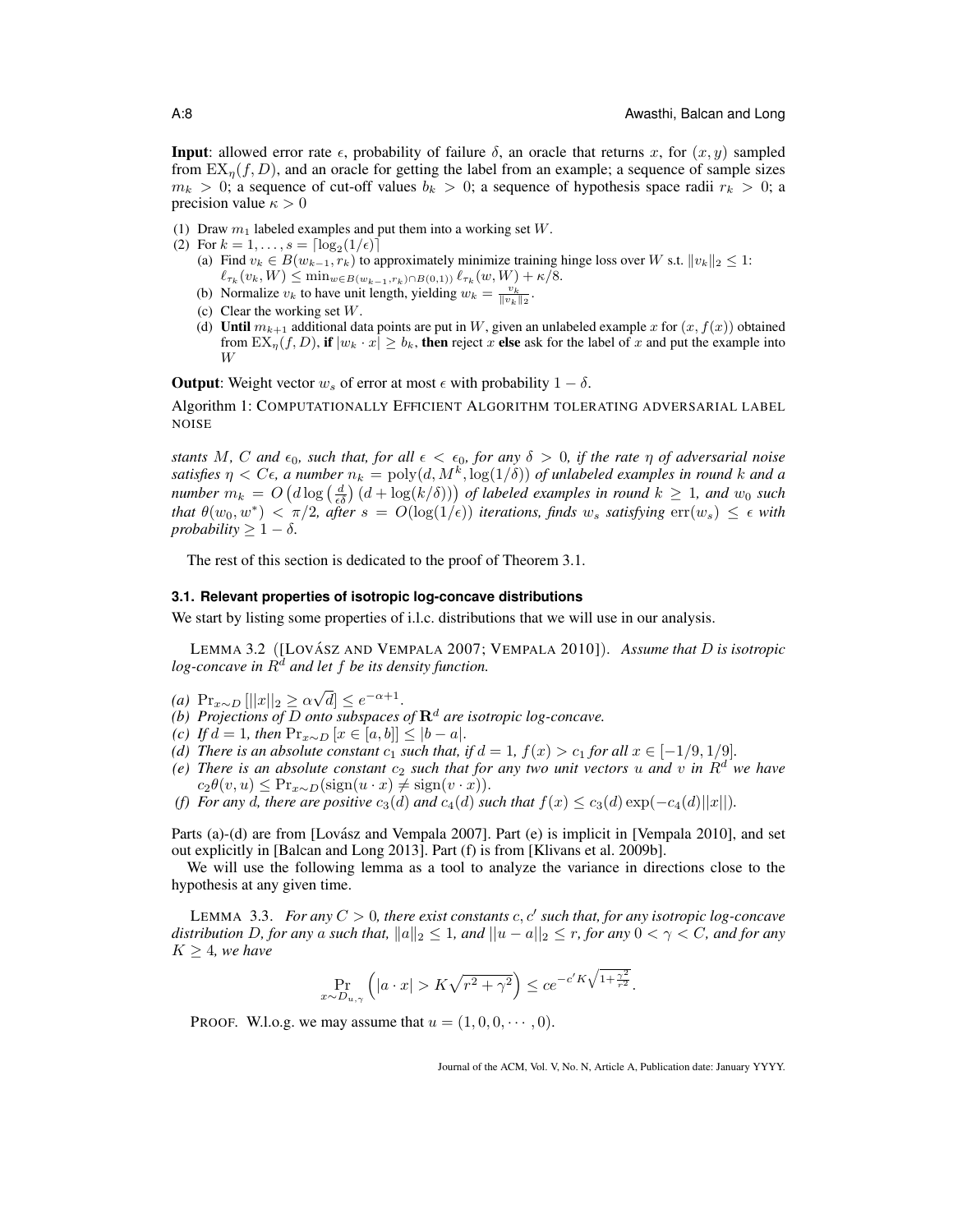**Input**: allowed error rate $\epsilon$, probability of failure $\delta$, an oracle that returns $x$, for $(x, y)$ sampled from $\mathrm{EX}_\eta(f, D)$, and an oracle for getting the label from an example; a sequence of sample sizes $m_k > 0$; a sequence of cut-off values $b_k > 0$; a sequence of hypothesis space radii $r_k > 0$; a precision value $\kappa > 0$

(1) Draw $m_1$ labeled examples and put them into a working set $W$.

(2) For $k = 1, \ldots, s = \lceil \log_2(1/\epsilon) \rceil$

  (a) Find $v_k \in B(w_{k-1}, r_k)$ to approximately minimize training hinge loss over $W$ s.t. $\|v_k\|_2 \leq 1$: $\ell_{\tau_k}(v_k, W) \leq \min_{w \in B(w_{k-1}, r_k) \cap B(0,1))} \ell_{\tau_k}(w, W) + \kappa/8$.

  (b) Normalize $v_k$ to have unit length, yielding $w_k = \frac{v_k}{\|v_k\|_2}$.

  (c) Clear the working set $W$.

  (d) **Until** $m_{k+1}$ additional data points are put in $W$, given an unlabeled example $x$ for $(x, f(x))$ obtained from $\mathrm{EX}_\eta(f, D)$, **if** $|w_k \cdot x| \geq b_k$, **then** reject $x$ **else** ask for the label of $x$ and put the example into $W$

**Output**: Weight vector $w_s$ of error at most $\epsilon$ with probability $1 - \delta$.

Algorithm 1: COMPUTATIONALLY EFFICIENT ALGORITHM TOLERATING ADVERSARIAL LABEL NOISE

*stants $M$, $C$ and $\epsilon_0$, such that, for all $\epsilon < \epsilon_0$, for any $\delta > 0$, if the rate $\eta$ of adversarial noise satisfies $\eta < C\epsilon$, a number $n_k = \mathrm{poly}(d, M^k, \log(1/\delta))$ of unlabeled examples in round $k$ and a number $m_k = O\left(d \log\left(\frac{d}{\epsilon\delta}\right)(d + \log(k/\delta))\right)$ of labeled examples in round $k \geq 1$, and $w_0$ such that $\theta(w_0, w^*) < \pi/2$, after $s = O(\log(1/\epsilon))$ iterations, finds $w_s$ satisfying $\mathrm{err}(w_s) \leq \epsilon$ with probability $\geq 1 - \delta$.*

The rest of this section is dedicated to the proof of Theorem 3.1.

### 3.1. Relevant properties of isotropic log-concave distributions

We start by listing some properties of i.l.c. distributions that we will use in our analysis.

LEMMA 3.2 ([LOVÁSZ AND VEMPALA 2007; VEMPALA 2010]). *Assume that $D$ is isotropic log-concave in $R^d$ and let $f$ be its density function.*

*(a)* $\Pr_{x \sim D}[||x||_2 \geq \alpha\sqrt{d}] \leq e^{-\alpha+1}$.
*(b) Projections of $D$ onto subspaces of $\mathbf{R}^d$ are isotropic log-concave.*
*(c) If $d = 1$, then $\Pr_{x \sim D}[x \in [a, b]] \leq |b - a|$.*
*(d) There is an absolute constant $c_1$ such that, if $d = 1$, $f(x) > c_1$ for all $x \in [-1/9, 1/9]$.*
*(e) There is an absolute constant $c_2$ such that for any two unit vectors $u$ and $v$ in $R^d$ we have $c_2\theta(v, u) \leq \Pr_{x \sim D}(\mathrm{sign}(u \cdot x) \neq \mathrm{sign}(v \cdot x))$.*
*(f) For any $d$, there are positive $c_3(d)$ and $c_4(d)$ such that $f(x) \leq c_3(d)\exp(-c_4(d)||x||)$.*

Parts (a)-(d) are from [Lovász and Vempala 2007]. Part (e) is implicit in [Vempala 2010], and set out explicitly in [Balcan and Long 2013]. Part (f) is from [Klivans et al. 2009b].

We will use the following lemma as a tool to analyze the variance in directions close to the hypothesis at any given time.

LEMMA 3.3. *For any $C > 0$, there exist constants $c, c'$ such that, for any isotropic log-concave distribution $D$, for any $a$ such that, $\|a\|_2 \leq 1$, and $||u - a||_2 \leq r$, for any $0 < \gamma < C$, and for any $K \geq 4$, we have*

$$\Pr_{x \sim D_{u,\gamma}}\left(|a \cdot x| > K\sqrt{r^2 + \gamma^2}\right) \leq ce^{-c'K\sqrt{1 + \frac{\gamma^2}{r^2}}}.$$

PROOF. W.l.o.g. we may assume that $u = (1, 0, 0, \cdots, 0)$.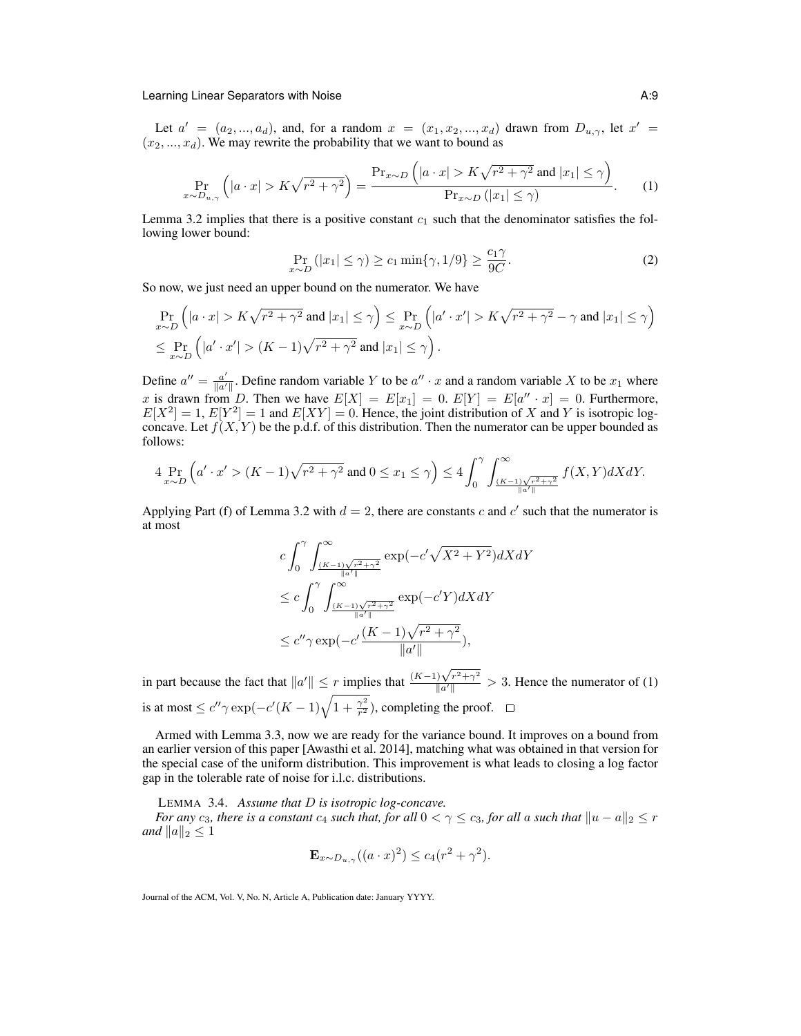Let $a' = (a_2, ..., a_d)$, and, for a random $x = (x_1, x_2, ..., x_d)$ drawn from $D_{u,\gamma}$, let $x' = (x_2, ..., x_d)$. We may rewrite the probability that we want to bound as

$$\Pr_{x \sim D_{u,\gamma}} \left( |a \cdot x| > K\sqrt{r^2 + \gamma^2} \right) = \frac{\Pr_{x \sim D} \left( |a \cdot x| > K\sqrt{r^2 + \gamma^2} \text{ and } |x_1| \leq \gamma \right)}{\Pr_{x \sim D} \left( |x_1| \leq \gamma \right)}. \tag{1}$$

Lemma 3.2 implies that there is a positive constant $c_1$ such that the denominator satisfies the following lower bound:

$$\Pr_{x \sim D} \left( |x_1| \leq \gamma \right) \geq c_1 \min\{\gamma, 1/9\} \geq \frac{c_1 \gamma}{9C}. \tag{2}$$

So now, we just need an upper bound on the numerator. We have

$$\begin{aligned}
&\Pr_{x \sim D} \left( |a \cdot x| > K\sqrt{r^2 + \gamma^2} \text{ and } |x_1| \leq \gamma \right) \leq \Pr_{x \sim D} \left( |a' \cdot x'| > K\sqrt{r^2 + \gamma^2} - \gamma \text{ and } |x_1| \leq \gamma \right) \\
&\leq \Pr_{x \sim D} \left( |a' \cdot x'| > (K-1)\sqrt{r^2 + \gamma^2} \text{ and } |x_1| \leq \gamma \right).
\end{aligned}$$

Define $a'' = \frac{a'}{\|a'\|}$. Define random variable $Y$ to be $a'' \cdot x$ and a random variable $X$ to be $x_1$ where $x$ is drawn from $D$. Then we have $E[X] = E[x_1] = 0$. $E[Y] = E[a'' \cdot x] = 0$. Furthermore, $E[X^2] = 1$, $E[Y^2] = 1$ and $E[XY] = 0$. Hence, the joint distribution of $X$ and $Y$ is isotropic log-concave. Let $f(X, Y)$ be the p.d.f. of this distribution. Then the numerator can be upper bounded as follows:

$$4 \Pr_{x \sim D} \left( a' \cdot x' > (K-1)\sqrt{r^2 + \gamma^2} \text{ and } 0 \leq x_1 \leq \gamma \right) \leq 4 \int_0^{\gamma} \int_{\frac{(K-1)\sqrt{r^2+\gamma^2}}{\|a'\|}}^{\infty} f(X, Y) dX dY.$$

Applying Part (f) of Lemma 3.2 with $d = 2$, there are constants $c$ and $c'$ such that the numerator is at most

$$\begin{aligned}
&c \int_0^{\gamma} \int_{\frac{(K-1)\sqrt{r^2+\gamma^2}}{\|a'\|}}^{\infty} \exp(-c'\sqrt{X^2 + Y^2}) dX dY \\
&\leq c \int_0^{\gamma} \int_{\frac{(K-1)\sqrt{r^2+\gamma^2}}{\|a'\|}}^{\infty} \exp(-c'Y) dX dY \\
&\leq c'' \gamma \exp(-c' \frac{(K-1)\sqrt{r^2 + \gamma^2}}{\|a'\|}),
\end{aligned}$$

in part because the fact that $\|a'\| \leq r$ implies that $\frac{(K-1)\sqrt{r^2+\gamma^2}}{\|a'\|} > 3$. Hence the numerator of (1) is at most $\leq c'' \gamma \exp(-c'(K-1)\sqrt{1 + \frac{\gamma^2}{r^2}})$, completing the proof. □

Armed with Lemma 3.3, now we are ready for the variance bound. It improves on a bound from an earlier version of this paper [Awasthi et al. 2014], matching what was obtained in that version for the special case of the uniform distribution. This improvement is what leads to closing a log factor gap in the tolerable rate of noise for i.l.c. distributions.

LEMMA 3.4. *Assume that $D$ is isotropic log-concave. For any $c_3$, there is a constant $c_4$ such that, for all $0 < \gamma \leq c_3$, for all $a$ such that $\|u - a\|_2 \leq r$ and $\|a\|_2 \leq 1$*

$$\mathbf{E}_{x \sim D_{u,\gamma}}((a \cdot x)^2) \leq c_4(r^2 + \gamma^2).$$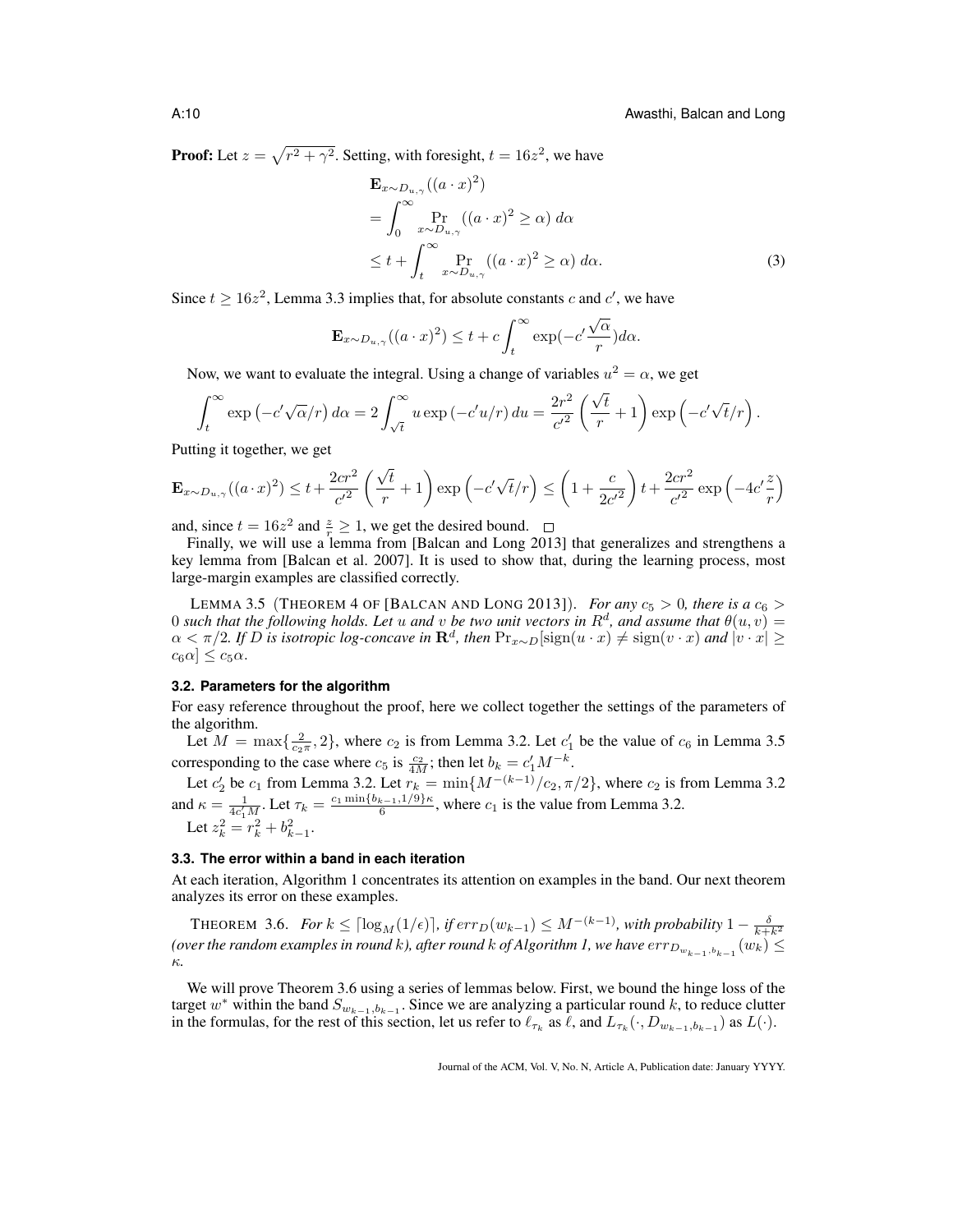**Proof:** Let $z = \sqrt{r^2 + \gamma^2}$. Setting, with foresight, $t = 16z^2$, we have

$$
\begin{aligned}
&\mathbf{E}_{x \sim D_{u,\gamma}}((a \cdot x)^2) \\
&= \int_0^\infty \Pr_{x \sim D_{u,\gamma}}((a \cdot x)^2 \geq \alpha)\, d\alpha \\
&\leq t + \int_t^\infty \Pr_{x \sim D_{u,\gamma}}((a \cdot x)^2 \geq \alpha)\, d\alpha. \qquad (3)
\end{aligned}
$$

Since $t \geq 16z^2$, Lemma 3.3 implies that, for absolute constants $c$ and $c'$, we have

$$
\mathbf{E}_{x \sim D_{u,\gamma}}((a \cdot x)^2) \leq t + c \int_t^\infty \exp(-c' \frac{\sqrt{\alpha}}{r}) d\alpha.
$$

Now, we want to evaluate the integral. Using a change of variables $u^2 = \alpha$, we get

$$
\int_t^\infty \exp\left(-c'\sqrt{\alpha}/r\right) d\alpha = 2 \int_{\sqrt{t}}^\infty u \exp\left(-c' u / r\right) du = \frac{2r^2}{c'^2}\left(\frac{\sqrt{t}}{r} + 1\right) \exp\left(-c'\sqrt{t}/r\right).
$$

Putting it together, we get

$$
\mathbf{E}_{x \sim D_{u,\gamma}}((a \cdot x)^2) \leq t + \frac{2cr^2}{c'^2}\left(\frac{\sqrt{t}}{r} + 1\right)\exp\left(-c'\sqrt{t}/r\right) \leq \left(1 + \frac{c}{2c'^2}\right) t + \frac{2cr^2}{c'^2} \exp\left(-4c' \frac{z}{r}\right)
$$

and, since $t = 16z^2$ and $\frac{z}{r} \geq 1$, we get the desired bound. □

Finally, we will use a lemma from [Balcan and Long 2013] that generalizes and strengthens a key lemma from [Balcan et al. 2007]. It is used to show that, during the learning process, most large-margin examples are classified correctly.

LEMMA 3.5 (THEOREM 4 OF [BALCAN AND LONG 2013]). *For any $c_5 > 0$, there is a $c_6 > 0$ such that the following holds. Let $u$ and $v$ be two unit vectors in $R^d$, and assume that $\theta(u, v) = \alpha < \pi/2$. If $D$ is isotropic log-concave in $\mathbf{R}^d$, then $\Pr_{x \sim D}[\text{sign}(u \cdot x) \neq \text{sign}(v \cdot x)$ and $|v \cdot x| \geq c_6 \alpha] \leq c_5 \alpha$.*

### 3.2. Parameters for the algorithm

For easy reference throughout the proof, here we collect together the settings of the parameters of the algorithm.

Let $M = \max\{\frac{2}{c_2 \pi}, 2\}$, where $c_2$ is from Lemma 3.2. Let $c_1'$ be the value of $c_6$ in Lemma 3.5 corresponding to the case where $c_5$ is $\frac{c_2}{4M}$; then let $b_k = c_1' M^{-k}$.

Let $c_2'$ be $c_1$ from Lemma 3.2. Let $r_k = \min\{M^{-(k-1)}/c_2, \pi/2\}$, where $c_2$ is from Lemma 3.2 and $\kappa = \frac{1}{4c_1' M}$. Let $\tau_k = \frac{c_1 \min\{b_{k-1}, 1/9\}\kappa}{6}$, where $c_1$ is the value from Lemma 3.2.

Let $z_k^2 = r_k^2 + b_{k-1}^2$.

### 3.3. The error within a band in each iteration

At each iteration, Algorithm 1 concentrates its attention on examples in the band. Our next theorem analyzes its error on these examples.

THEOREM 3.6. *For $k \leq \lceil \log_M(1/\epsilon) \rceil$, if $err_D(w_{k-1}) \leq M^{-(k-1)}$, with probability $1 - \frac{\delta}{k+k^2}$ (over the random examples in round $k$), after round $k$ of Algorithm 1, we have $err_{D_{w_{k-1}, b_{k-1}}}(w_k) \leq \kappa$.*

We will prove Theorem 3.6 using a series of lemmas below. First, we bound the hinge loss of the target $w^*$ within the band $S_{w_{k-1}, b_{k-1}}$. Since we are analyzing a particular round $k$, to reduce clutter in the formulas, for the rest of this section, let us refer to $\ell_{\tau_k}$ as $\ell$, and $L_{\tau_k}(\cdot, D_{w_{k-1}, b_{k-1}})$ as $L(\cdot)$.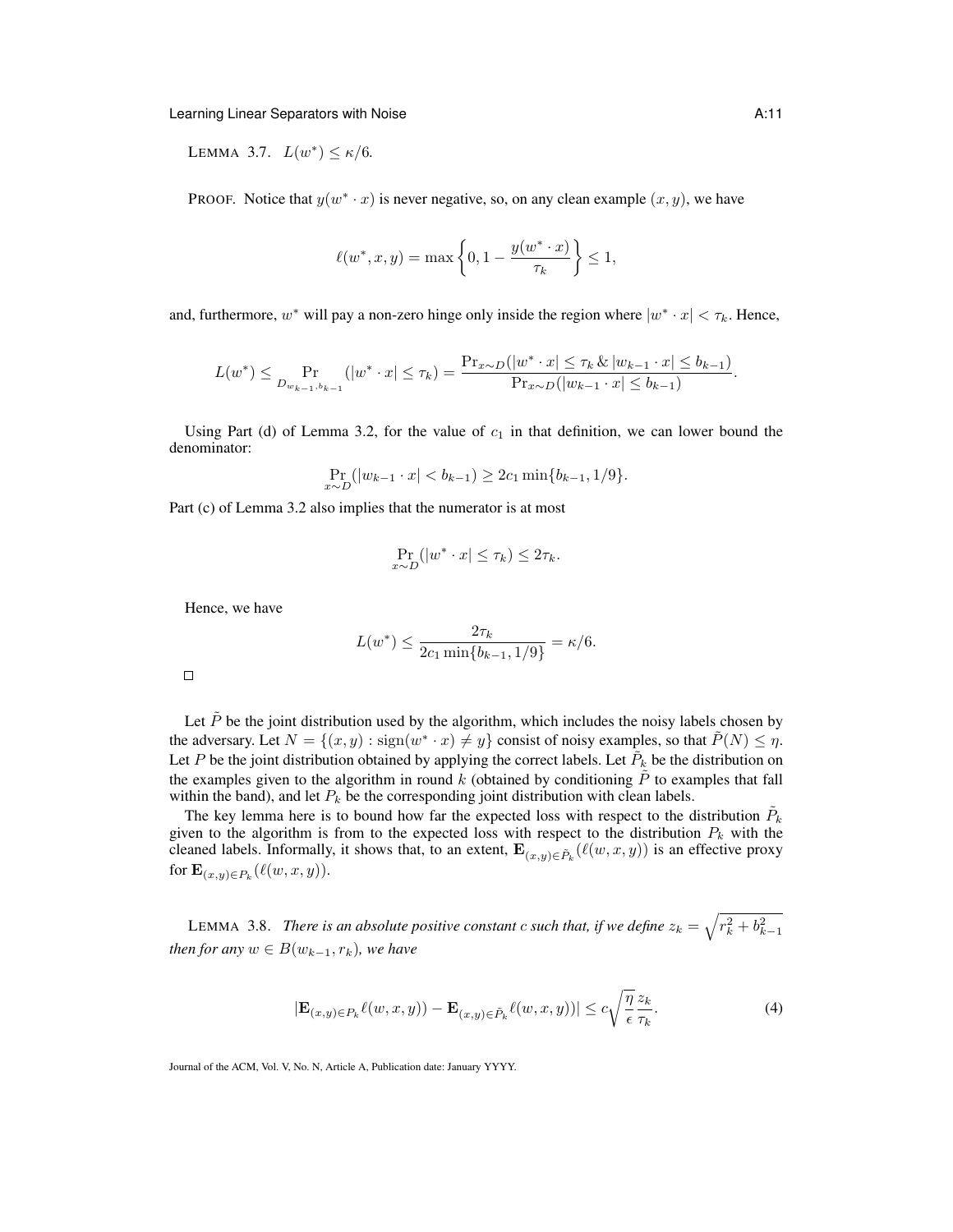LEMMA 3.7. $L(w^*) \leq \kappa/6$.

PROOF. Notice that $y(w^* \cdot x)$ is never negative, so, on any clean example $(x, y)$, we have

$$\ell(w^*, x, y) = \max\left\{0, 1 - \frac{y(w^* \cdot x)}{\tau_k}\right\} \leq 1,$$

and, furthermore, $w^*$ will pay a non-zero hinge only inside the region where $|w^* \cdot x| < \tau_k$. Hence,

$$L(w^*) \leq \Pr_{D_{w_{k-1}, b_{k-1}}}(|w^* \cdot x| \leq \tau_k) = \frac{\Pr_{x \sim D}(|w^* \cdot x| \leq \tau_k \,\&\, |w_{k-1} \cdot x| \leq b_{k-1})}{\Pr_{x \sim D}(|w_{k-1} \cdot x| \leq b_{k-1})}.$$

Using Part (d) of Lemma 3.2, for the value of $c_1$ in that definition, we can lower bound the denominator:

$$\Pr_{x \sim D}(|w_{k-1} \cdot x| < b_{k-1}) \geq 2c_1 \min\{b_{k-1}, 1/9\}.$$

Part (c) of Lemma 3.2 also implies that the numerator is at most

$$\Pr_{x \sim D}(|w^* \cdot x| \leq \tau_k) \leq 2\tau_k.$$

Hence, we have

$$L(w^*) \leq \frac{2\tau_k}{2c_1 \min\{b_{k-1}, 1/9\}} = \kappa/6.$$

□

Let $\tilde{P}$ be the joint distribution used by the algorithm, which includes the noisy labels chosen by the adversary. Let $N = \{(x, y) : \text{sign}(w^* \cdot x) \neq y\}$ consist of noisy examples, so that $\tilde{P}(N) \leq \eta$. Let $P$ be the joint distribution obtained by applying the correct labels. Let $\tilde{P}_k$ be the distribution on the examples given to the algorithm in round $k$ (obtained by conditioning $\tilde{P}$ to examples that fall within the band), and let $P_k$ be the corresponding joint distribution with clean labels.

The key lemma here is to bound how far the expected loss with respect to the distribution $\tilde{P}_k$ given to the algorithm is from to the expected loss with respect to the distribution $P_k$ with the cleaned labels. Informally, it shows that, to an extent, $\mathbf{E}_{(x,y) \in \tilde{P}_k}(\ell(w, x, y))$ is an effective proxy for $\mathbf{E}_{(x,y) \in P_k}(\ell(w, x, y))$.

LEMMA 3.8. *There is an absolute positive constant $c$ such that, if we define $z_k = \sqrt{r_k^2 + b_{k-1}^2}$ then for any $w \in B(w_{k-1}, r_k)$, we have*

$$|\mathbf{E}_{(x,y) \in P_k} \ell(w, x, y)) - \mathbf{E}_{(x,y) \in \tilde{P}_k} \ell(w, x, y))| \leq c\sqrt{\frac{\eta}{\epsilon}} \frac{z_k}{\tau_k}. \tag{4}$$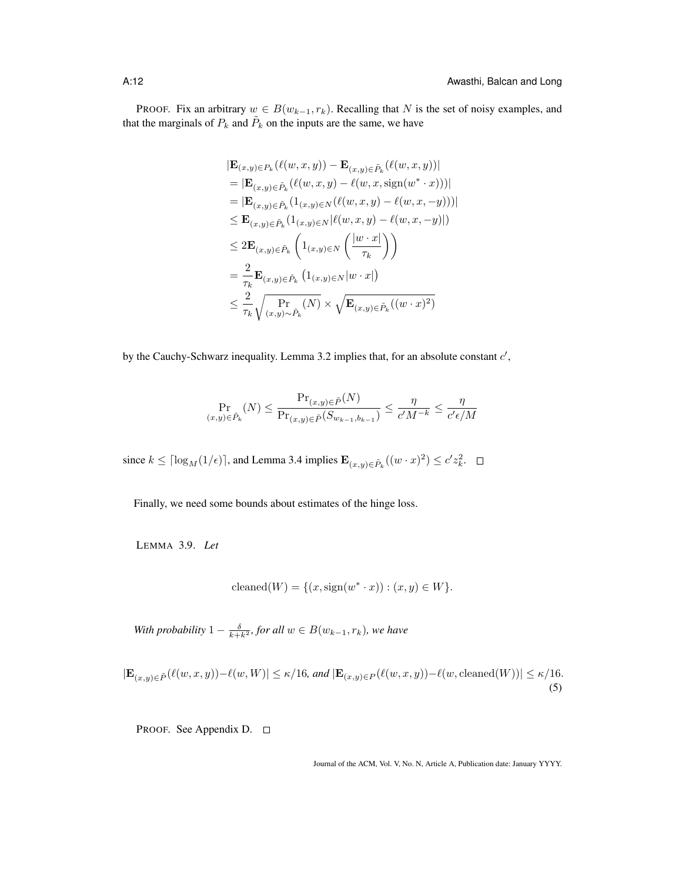PROOF. Fix an arbitrary $w \in B(w_{k-1}, r_k)$. Recalling that $N$ is the set of noisy examples, and that the marginals of $P_k$ and $\tilde{P}_k$ on the inputs are the same, we have

$$
\begin{aligned}
&|\mathbf{E}_{(x,y)\in P_k}(\ell(w,x,y)) - \mathbf{E}_{(x,y)\in \tilde{P}_k}(\ell(w,x,y))| \\
&= |\mathbf{E}_{(x,y)\in \tilde{P}_k}(\ell(w,x,y) - \ell(w,x,\text{sign}(w^* \cdot x)))| \\
&= |\mathbf{E}_{(x,y)\in \tilde{P}_k}(1_{(x,y)\in N}(\ell(w,x,y) - \ell(w,x,-y)))| \\
&\leq \mathbf{E}_{(x,y)\in \tilde{P}_k}(1_{(x,y)\in N}|\ell(w,x,y) - \ell(w,x,-y)|) \\
&\leq 2\mathbf{E}_{(x,y)\in \tilde{P}_k}\left(1_{(x,y)\in N}\left(\frac{|w\cdot x|}{\tau_k}\right)\right) \\
&= \frac{2}{\tau_k}\mathbf{E}_{(x,y)\in \tilde{P}_k}\left(1_{(x,y)\in N}|w\cdot x|\right) \\
&\leq \frac{2}{\tau_k}\sqrt{\Pr_{(x,y)\sim \tilde{P}_k}(N)} \times \sqrt{\mathbf{E}_{(x,y)\in \tilde{P}_k}((w\cdot x)^2)}
\end{aligned}
$$

by the Cauchy-Schwarz inequality. Lemma 3.2 implies that, for an absolute constant $c'$,

$$
\Pr_{(x,y)\in \tilde{P}_k}(N) \leq \frac{\Pr_{(x,y)\in \tilde{P}}(N)}{\Pr_{(x,y)\in \tilde{P}}(S_{w_{k-1},b_{k-1}})} \leq \frac{\eta}{c'M^{-k}} \leq \frac{\eta}{c'\epsilon/M}
$$

since $k \leq \lceil \log_M(1/\epsilon) \rceil$, and Lemma 3.4 implies $\mathbf{E}_{(x,y)\in \tilde{P}_k}((w\cdot x)^2) \leq c' z_k^2$. □

Finally, we need some bounds about estimates of the hinge loss.

LEMMA 3.9. *Let*

$$
\text{cleaned}(W) = \{(x, \text{sign}(w^* \cdot x)) : (x,y) \in W\}.
$$

*With probability* $1 - \frac{\delta}{k+k^2}$*, for all* $w \in B(w_{k-1}, r_k)$*, we have*

$$
|\mathbf{E}_{(x,y)\in \tilde{P}}(\ell(w,x,y)) - \ell(w,W)| \leq \kappa/16, \textit{ and } |\mathbf{E}_{(x,y)\in P}(\ell(w,x,y)) - \ell(w,\text{cleaned}(W))| \leq \kappa/16. \quad (5)
$$

PROOF. See Appendix D. □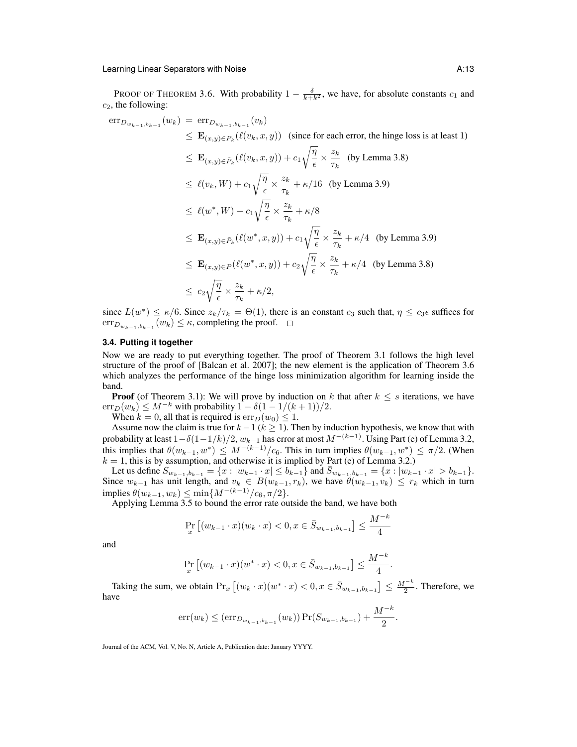PROOF OF THEOREM 3.6. With probability $1 - \frac{\delta}{k+k^2}$, we have, for absolute constants $c_1$ and $c_2$, the following:

$$
\begin{aligned}
\mathrm{err}_{D_{w_{k-1},b_{k-1}}}(w_k) &= \mathrm{err}_{D_{w_{k-1},b_{k-1}}}(v_k) \\
&\leq \mathbf{E}_{(x,y)\in P_k}(\ell(v_k, x, y)) \quad \text{(since for each error, the hinge loss is at least 1)} \\
&\leq \mathbf{E}_{(x,y)\in \tilde{P}_k}(\ell(v_k, x, y)) + c_1\sqrt{\frac{\eta}{\epsilon}} \times \frac{z_k}{\tau_k} \quad \text{(by Lemma 3.8)} \\
&\leq \ell(v_k, W) + c_1\sqrt{\frac{\eta}{\epsilon}} \times \frac{z_k}{\tau_k} + \kappa/16 \quad \text{(by Lemma 3.9)} \\
&\leq \ell(w^*, W) + c_1\sqrt{\frac{\eta}{\epsilon}} \times \frac{z_k}{\tau_k} + \kappa/8 \\
&\leq \mathbf{E}_{(x,y)\in \tilde{P}_k}(\ell(w^*, x, y)) + c_1\sqrt{\frac{\eta}{\epsilon}} \times \frac{z_k}{\tau_k} + \kappa/4 \quad \text{(by Lemma 3.9)} \\
&\leq \mathbf{E}_{(x,y)\in P}(\ell(w^*, x, y)) + c_2\sqrt{\frac{\eta}{\epsilon}} \times \frac{z_k}{\tau_k} + \kappa/4 \quad \text{(by Lemma 3.8)} \\
&\leq c_2\sqrt{\frac{\eta}{\epsilon}} \times \frac{z_k}{\tau_k} + \kappa/2,
\end{aligned}
$$

since $L(w^*) \leq \kappa/6$. Since $z_k/\tau_k = \Theta(1)$, there is an constant $c_3$ such that, $\eta \leq c_3\epsilon$ suffices for $\mathrm{err}_{D_{w_{k-1},b_{k-1}}}(w_k) \leq \kappa$, completing the proof. □

### 3.4. Putting it together

Now we are ready to put everything together. The proof of Theorem 3.1 follows the high level structure of the proof of [Balcan et al. 2007]; the new element is the application of Theorem 3.6 which analyzes the performance of the hinge loss minimization algorithm for learning inside the band.

**Proof** (of Theorem 3.1): We will prove by induction on $k$ that after $k \leq s$ iterations, we have $\mathrm{err}_D(w_k) \leq M^{-k}$ with probability $1 - \delta(1 - 1/(k+1))/2$.

When $k = 0$, all that is required is $\mathrm{err}_D(w_0) \leq 1$.

Assume now the claim is true for $k-1$ ($k \geq 1$). Then by induction hypothesis, we know that with probability at least $1-\delta(1-1/k)/2$, $w_{k-1}$ has error at most $M^{-(k-1)}$. Using Part (e) of Lemma 3.2, this implies that $\theta(w_{k-1}, w^*) \leq M^{-(k-1)}/c_6$. This in turn implies $\theta(w_{k-1}, w^*) \leq \pi/2$. (When $k = 1$, this is by assumption, and otherwise it is implied by Part (e) of Lemma 3.2.)

Let us define $S_{w_{k-1},b_{k-1}} = \{x : |w_{k-1} \cdot x| \leq b_{k-1}\}$ and $\bar{S}_{w_{k-1},b_{k-1}} = \{x : |w_{k-1} \cdot x| > b_{k-1}\}$. Since $w_{k-1}$ has unit length, and $v_k \in B(w_{k-1}, r_k)$, we have $\theta(w_{k-1}, v_k) \leq r_k$ which in turn implies $\theta(w_{k-1}, w_k) \leq \min\{M^{-(k-1)}/c_6, \pi/2\}$.

Applying Lemma 3.5 to bound the error rate outside the band, we have both

$$\Pr_x\left[(w_{k-1} \cdot x)(w_k \cdot x) < 0, x \in \bar{S}_{w_{k-1},b_{k-1}}\right] \leq \frac{M^{-k}}{4}$$

and

$$\Pr_x\left[(w_{k-1} \cdot x)(w^* \cdot x) < 0, x \in \bar{S}_{w_{k-1},b_{k-1}}\right] \leq \frac{M^{-k}}{4}.$$

Taking the sum, we obtain $\Pr_x\left[(w_k \cdot x)(w^* \cdot x) < 0, x \in \bar{S}_{w_{k-1},b_{k-1}}\right] \leq \frac{M^{-k}}{2}$. Therefore, we have

$$\mathrm{err}(w_k) \leq (\mathrm{err}_{D_{w_{k-1},b_{k-1}}}(w_k)) \Pr(S_{w_{k-1},b_{k-1}}) + \frac{M^{-k}}{2}.$$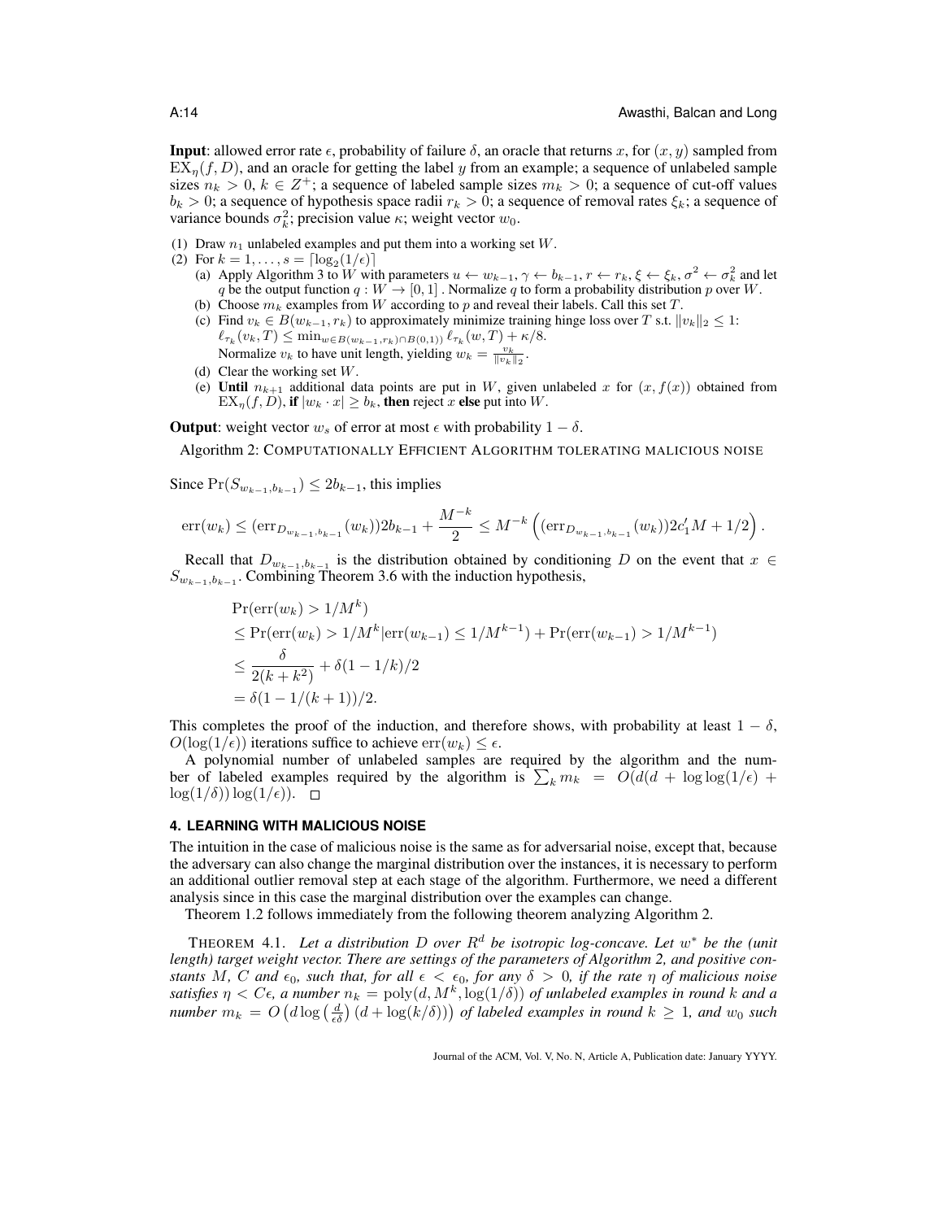**Input**: allowed error rate $\epsilon$, probability of failure $\delta$, an oracle that returns $x$, for $(x, y)$ sampled from $\text{EX}_\eta(f, D)$, and an oracle for getting the label $y$ from an example; a sequence of unlabeled sample sizes $n_k > 0$, $k \in Z^+$; a sequence of labeled sample sizes $m_k > 0$; a sequence of cut-off values $b_k > 0$; a sequence of hypothesis space radii $r_k > 0$; a sequence of removal rates $\xi_k$; a sequence of variance bounds $\sigma_k^2$; precision value $\kappa$; weight vector $w_0$.

(1) Draw $n_1$ unlabeled examples and put them into a working set $W$.
(2) For $k = 1, \ldots, s = \lceil \log_2(1/\epsilon) \rceil$
   (a) Apply Algorithm 3 to $W$ with parameters $u \leftarrow w_{k-1}$, $\gamma \leftarrow b_{k-1}$, $r \leftarrow r_k$, $\xi \leftarrow \xi_k$, $\sigma^2 \leftarrow \sigma_k^2$ and let $q$ be the output function $q : W \to [0, 1]$ . Normalize $q$ to form a probability distribution $p$ over $W$.
   (b) Choose $m_k$ examples from $W$ according to $p$ and reveal their labels. Call this set $T$.
   (c) Find $v_k \in B(w_{k-1}, r_k)$ to approximately minimize training hinge loss over $T$ s.t. $\|v_k\|_2 \leq 1$: $\ell_{\tau_k}(v_k, T) \leq \min_{w \in B(w_{k-1}, r_k) \cap B(0,1))} \ell_{\tau_k}(w, T) + \kappa/8$.
   Normalize $v_k$ to have unit length, yielding $w_k = \frac{v_k}{\|v_k\|_2}$.
   (d) Clear the working set $W$.
   (e) **Until** $n_{k+1}$ additional data points are put in $W$, given unlabeled $x$ for $(x, f(x))$ obtained from $\text{EX}_\eta(f, D)$, **if** $|w_k \cdot x| \geq b_k$, **then** reject $x$ **else** put into $W$.

**Output**: weight vector $w_s$ of error at most $\epsilon$ with probability $1 - \delta$.

Algorithm 2: COMPUTATIONALLY EFFICIENT ALGORITHM TOLERATING MALICIOUS NOISE

Since $\Pr(S_{w_{k-1}, b_{k-1}}) \leq 2b_{k-1}$, this implies

$$\text{err}(w_k) \leq (\text{err}_{D_{w_{k-1}, b_{k-1}}}(w_k))2b_{k-1} + \frac{M^{-k}}{2} \leq M^{-k}\left((\text{err}_{D_{w_{k-1}, b_{k-1}}}(w_k))2c_1'M + 1/2\right).$$

Recall that $D_{w_{k-1}, b_{k-1}}$ is the distribution obtained by conditioning $D$ on the event that $x \in S_{w_{k-1}, b_{k-1}}$. Combining Theorem 3.6 with the induction hypothesis,

$$\begin{aligned}
&\Pr(\text{err}(w_k) > 1/M^k) \\
&\leq \Pr(\text{err}(w_k) > 1/M^k | \text{err}(w_{k-1}) \leq 1/M^{k-1}) + \Pr(\text{err}(w_{k-1}) > 1/M^{k-1}) \\
&\leq \frac{\delta}{2(k + k^2)} + \delta(1 - 1/k)/2 \\
&= \delta(1 - 1/(k + 1))/2.
\end{aligned}$$

This completes the proof of the induction, and therefore shows, with probability at least $1 - \delta$, $O(\log(1/\epsilon))$ iterations suffice to achieve $\text{err}(w_k) \leq \epsilon$.

A polynomial number of unlabeled samples are required by the algorithm and the number of labeled examples required by the algorithm is $\sum_k m_k = O(d(d + \log\log(1/\epsilon) + \log(1/\delta))\log(1/\epsilon))$. $\square$

## 4. LEARNING WITH MALICIOUS NOISE

The intuition in the case of malicious noise is the same as for adversarial noise, except that, because the adversary can also change the marginal distribution over the instances, it is necessary to perform an additional outlier removal step at each stage of the algorithm. Furthermore, we need a different analysis since in this case the marginal distribution over the examples can change.

Theorem 1.2 follows immediately from the following theorem analyzing Algorithm 2.

THEOREM 4.1. *Let a distribution $D$ over $R^d$ be isotropic log-concave. Let $w^*$ be the (unit length) target weight vector. There are settings of the parameters of Algorithm 2, and positive constants $M$, $C$ and $\epsilon_0$, such that, for all $\epsilon < \epsilon_0$, for any $\delta > 0$, if the rate $\eta$ of malicious noise satisfies $\eta < C\epsilon$, a number $n_k = \text{poly}(d, M^k, \log(1/\delta))$ of unlabeled examples in round $k$ and a number $m_k = O\left(d \log\left(\frac{d}{\epsilon\delta}\right)(d + \log(k/\delta))\right)$ of labeled examples in round $k \geq 1$, and $w_0$ such*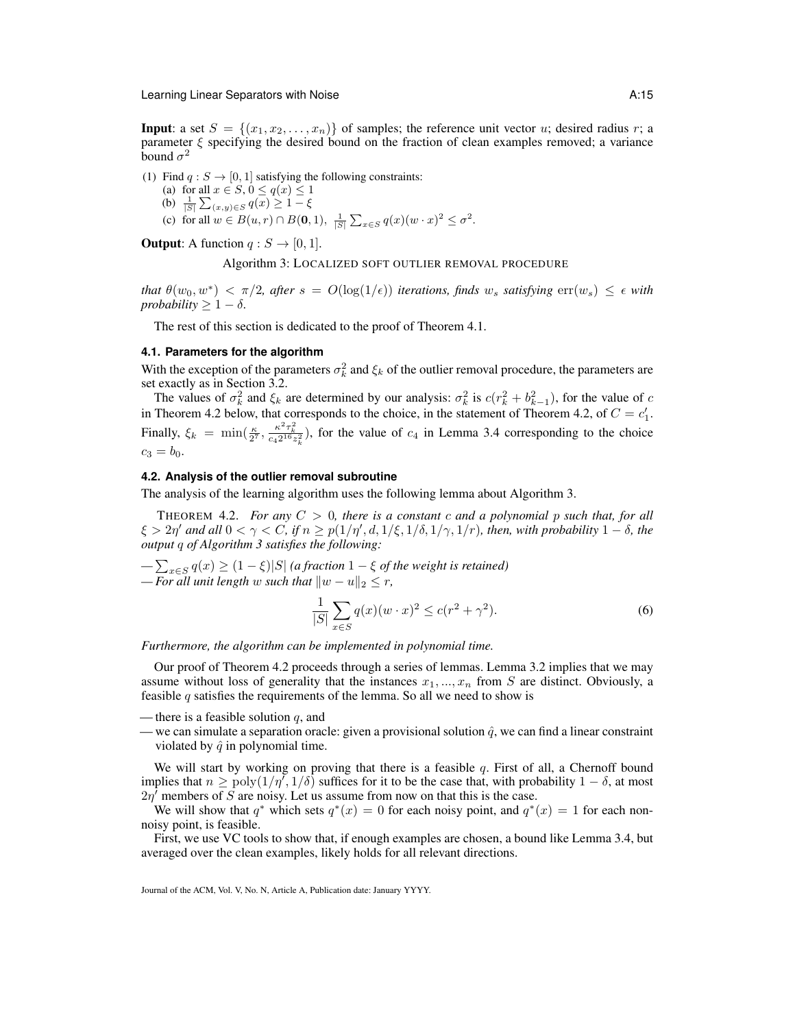**Input**: a set $S = \{(x_1, x_2, \ldots, x_n)\}$ of samples; the reference unit vector $u$; desired radius $r$; a parameter $\xi$ specifying the desired bound on the fraction of clean examples removed; a variance bound $\sigma^2$

(1) Find $q : S \to [0, 1]$ satisfying the following constraints:
   (a) for all $x \in S$, $0 \leq q(x) \leq 1$
   (b) $\frac{1}{|S|}\sum_{(x,y)\in S} q(x) \geq 1 - \xi$
   (c) for all $w \in B(u, r) \cap B(\mathbf{0}, 1)$, $\frac{1}{|S|}\sum_{x\in S} q(x)(w \cdot x)^2 \leq \sigma^2$.

**Output**: A function $q : S \to [0, 1]$.

Algorithm 3: LOCALIZED SOFT OUTLIER REMOVAL PROCEDURE

*that* $\theta(w_0, w^*) < \pi/2$*, after* $s = O(\log(1/\epsilon))$ *iterations, finds* $w_s$ *satisfying* $\mathrm{err}(w_s) \leq \epsilon$ *with probability* $\geq 1 - \delta$.

The rest of this section is dedicated to the proof of Theorem 4.1.

### 4.1. Parameters for the algorithm

With the exception of the parameters $\sigma_k^2$ and $\xi_k$ of the outlier removal procedure, the parameters are set exactly as in Section 3.2.

The values of $\sigma_k^2$ and $\xi_k$ are determined by our analysis: $\sigma_k^2$ is $c(r_k^2 + b_{k-1}^2)$, for the value of $c$ in Theorem 4.2 below, that corresponds to the choice, in the statement of Theorem 4.2, of $C = c_1'$. Finally, $\xi_k = \min(\frac{\kappa}{2^7}, \frac{\kappa^2 r_k^2}{c_4 2^{16} z_k^2})$, for the value of $c_4$ in Lemma 3.4 corresponding to the choice $c_3 = b_0$.

### 4.2. Analysis of the outlier removal subroutine

The analysis of the learning algorithm uses the following lemma about Algorithm 3.

THEOREM 4.2. *For any* $C > 0$*, there is a constant* $c$ *and a polynomial* $p$ *such that, for all* $\xi > 2\eta'$ *and all* $0 < \gamma < C$*, if* $n \geq p(1/\eta', d, 1/\xi, 1/\delta, 1/\gamma, 1/r)$*, then, with probability* $1 - \delta$*, the output* $q$ *of Algorithm 3 satisfies the following:*

— $\sum_{x\in S} q(x) \geq (1 - \xi)|S|$ *(a fraction* $1 - \xi$ *of the weight is retained)*
— *For all unit length* $w$ *such that* $\|w - u\|_2 \leq r$*,*

$$\frac{1}{|S|}\sum_{x\in S} q(x)(w \cdot x)^2 \leq c(r^2 + \gamma^2). \tag{6}$$

*Furthermore, the algorithm can be implemented in polynomial time.*

Our proof of Theorem 4.2 proceeds through a series of lemmas. Lemma 3.2 implies that we may assume without loss of generality that the instances $x_1, \ldots, x_n$ from $S$ are distinct. Obviously, a feasible $q$ satisfies the requirements of the lemma. So all we need to show is

— there is a feasible solution $q$, and
— we can simulate a separation oracle: given a provisional solution $\hat{q}$, we can find a linear constraint violated by $\hat{q}$ in polynomial time.

We will start by working on proving that there is a feasible $q$. First of all, a Chernoff bound implies that $n \geq \mathrm{poly}(1/\eta', 1/\delta)$ suffices for it to be the case that, with probability $1 - \delta$, at most $2\eta'$ members of $S$ are noisy. Let us assume from now on that this is the case.

We will show that $q^*$ which sets $q^*(x) = 0$ for each noisy point, and $q^*(x) = 1$ for each non-noisy point, is feasible.

First, we use VC tools to show that, if enough examples are chosen, a bound like Lemma 3.4, but averaged over the clean examples, likely holds for all relevant directions.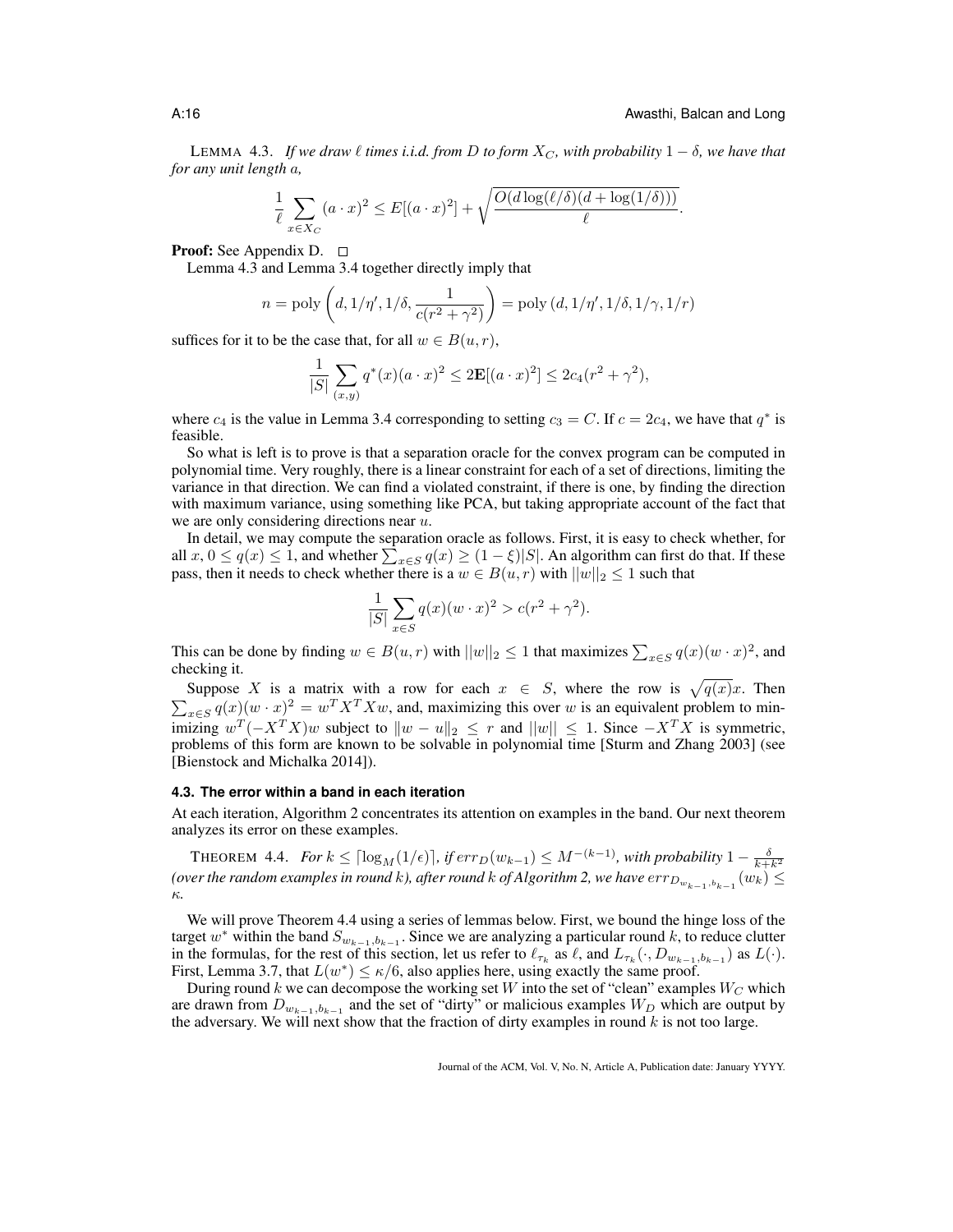LEMMA 4.3. *If we draw $\ell$ times i.i.d. from $D$ to form $X_C$, with probability $1-\delta$, we have that for any unit length $a$,*

$$\frac{1}{\ell}\sum_{x\in X_C}(a\cdot x)^2 \le E[(a\cdot x)^2] + \sqrt{\frac{O(d\log(\ell/\delta)(d+\log(1/\delta)))}{\ell}}.$$

**Proof:** See Appendix D. □

Lemma 4.3 and Lemma 3.4 together directly imply that

$$n = \text{poly}\left(d, 1/\eta', 1/\delta, \frac{1}{c(r^2+\gamma^2)}\right) = \text{poly}\left(d, 1/\eta', 1/\delta, 1/\gamma, 1/r\right)$$

suffices for it to be the case that, for all $w \in B(u, r)$,

$$\frac{1}{|S|}\sum_{(x,y)} q^*(x)(a\cdot x)^2 \le 2\mathbf{E}[(a\cdot x)^2] \le 2c_4(r^2+\gamma^2),$$

where $c_4$ is the value in Lemma 3.4 corresponding to setting $c_3 = C$. If $c = 2c_4$, we have that $q^*$ is feasible.

So what is left is to prove is that a separation oracle for the convex program can be computed in polynomial time. Very roughly, there is a linear constraint for each of a set of directions, limiting the variance in that direction. We can find a violated constraint, if there is one, by finding the direction with maximum variance, using something like PCA, but taking appropriate account of the fact that we are only considering directions near $u$.

In detail, we may compute the separation oracle as follows. First, it is easy to check whether, for all $x$, $0 \le q(x) \le 1$, and whether $\sum_{x\in S} q(x) \ge (1-\xi)|S|$. An algorithm can first do that. If these pass, then it needs to check whether there is a $w \in B(u, r)$ with $||w||_2 \le 1$ such that

$$\frac{1}{|S|}\sum_{x\in S} q(x)(w\cdot x)^2 > c(r^2+\gamma^2).$$

This can be done by finding $w \in B(u, r)$ with $||w||_2 \le 1$ that maximizes $\sum_{x\in S} q(x)(w\cdot x)^2$, and checking it.

Suppose $X$ is a matrix with a row for each $x \in S$, where the row is $\sqrt{q(x)}x$. Then $\sum_{x\in S} q(x)(w\cdot x)^2 = w^T X^T X w$, and, maximizing this over $w$ is an equivalent problem to minimizing $w^T(-X^T X)w$ subject to $\|w-u\|_2 \le r$ and $||w|| \le 1$. Since $-X^T X$ is symmetric, problems of this form are known to be solvable in polynomial time [Sturm and Zhang 2003] (see [Bienstock and Michalka 2014]).

### 4.3. The error within a band in each iteration

At each iteration, Algorithm 2 concentrates its attention on examples in the band. Our next theorem analyzes its error on these examples.

THEOREM 4.4. *For $k \le \lceil \log_M(1/\epsilon)\rceil$, if $err_D(w_{k-1}) \le M^{-(k-1)}$, with probability $1-\frac{\delta}{k+k^2}$ (over the random examples in round $k$), after round $k$ of Algorithm 2, we have $err_{D_{w_{k-1},b_{k-1}}}(w_k) \le \kappa$.*

We will prove Theorem 4.4 using a series of lemmas below. First, we bound the hinge loss of the target $w^*$ within the band $S_{w_{k-1},b_{k-1}}$. Since we are analyzing a particular round $k$, to reduce clutter in the formulas, for the rest of this section, let us refer to $\ell_{\tau_k}$ as $\ell$, and $L_{\tau_k}(\cdot, D_{w_{k-1},b_{k-1}})$ as $L(\cdot)$. First, Lemma 3.7, that $L(w^*) \le \kappa/6$, also applies here, using exactly the same proof.

During round $k$ we can decompose the working set $W$ into the set of "clean" examples $W_C$ which are drawn from $D_{w_{k-1},b_{k-1}}$ and the set of "dirty" or malicious examples $W_D$ which are output by the adversary. We will next show that the fraction of dirty examples in round $k$ is not too large.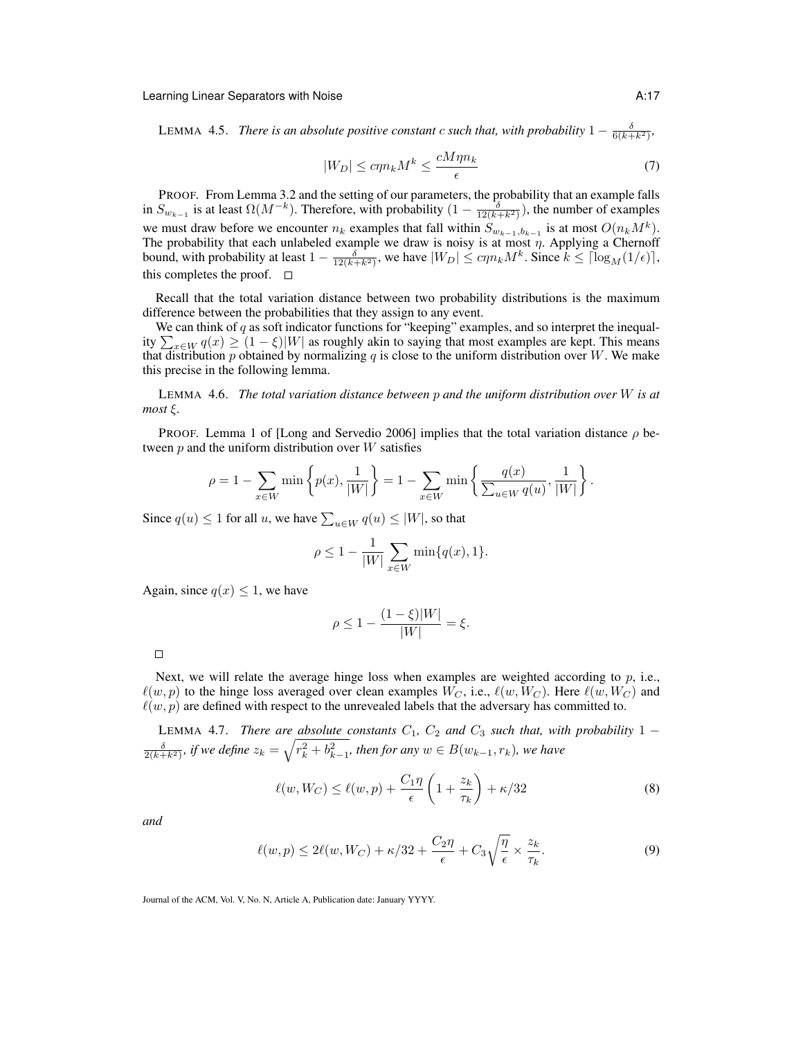LEMMA 4.5. *There is an absolute positive constant $c$ such that, with probability $1 - \frac{\delta}{6(k+k^2)}$,*

$$|W_D| \leq c\eta n_k M^k \leq \frac{cM\eta n_k}{\epsilon} \tag{7}$$

PROOF. From Lemma 3.2 and the setting of our parameters, the probability that an example falls in $S_{w_{k-1}}$ is at least $\Omega(M^{-k})$. Therefore, with probability $(1 - \frac{\delta}{12(k+k^2)})$, the number of examples we must draw before we encounter $n_k$ examples that fall within $S_{w_{k-1},b_{k-1}}$ is at most $O(n_k M^k)$. The probability that each unlabeled example we draw is noisy is at most $\eta$. Applying a Chernoff bound, with probability at least $1 - \frac{\delta}{12(k+k^2)}$, we have $|W_D| \leq c\eta n_k M^k$. Since $k \leq \lceil \log_M(1/\epsilon) \rceil$, this completes the proof. □

Recall that the total variation distance between two probability distributions is the maximum difference between the probabilities that they assign to any event.

We can think of $q$ as soft indicator functions for "keeping" examples, and so interpret the inequality $\sum_{x \in W} q(x) \geq (1 - \xi)|W|$ as roughly akin to saying that most examples are kept. This means that distribution $p$ obtained by normalizing $q$ is close to the uniform distribution over $W$. We make this precise in the following lemma.

LEMMA 4.6. *The total variation distance between $p$ and the uniform distribution over $W$ is at most $\xi$.*

PROOF. Lemma 1 of [Long and Servedio 2006] implies that the total variation distance $\rho$ between $p$ and the uniform distribution over $W$ satisfies

$$\rho = 1 - \sum_{x \in W} \min\left\{p(x), \frac{1}{|W|}\right\} = 1 - \sum_{x \in W} \min\left\{\frac{q(x)}{\sum_{u \in W} q(u)}, \frac{1}{|W|}\right\}.$$

Since $q(u) \leq 1$ for all $u$, we have $\sum_{u \in W} q(u) \leq |W|$, so that

$$\rho \leq 1 - \frac{1}{|W|} \sum_{x \in W} \min\{q(x), 1\}.$$

Again, since $q(x) \leq 1$, we have

$$\rho \leq 1 - \frac{(1 - \xi)|W|}{|W|} = \xi.$$

□

Next, we will relate the average hinge loss when examples are weighted according to $p$, i.e., $\ell(w, p)$ to the hinge loss averaged over clean examples $W_C$, i.e., $\ell(w, W_C)$. Here $\ell(w, W_C)$ and $\ell(w, p)$ are defined with respect to the unrevealed labels that the adversary has committed to.

LEMMA 4.7. *There are absolute constants $C_1$, $C_2$ and $C_3$ such that, with probability $1 - \frac{\delta}{2(k+k^2)}$, if we define $z_k = \sqrt{r_k^2 + b_{k-1}^2}$, then for any $w \in B(w_{k-1}, r_k)$, we have*

$$\ell(w, W_C) \leq \ell(w, p) + \frac{C_1 \eta}{\epsilon}\left(1 + \frac{z_k}{\tau_k}\right) + \kappa/32 \tag{8}$$

*and*

$$\ell(w, p) \leq 2\ell(w, W_C) + \kappa/32 + \frac{C_2 \eta}{\epsilon} + C_3\sqrt{\frac{\eta}{\epsilon}} \times \frac{z_k}{\tau_k}. \tag{9}$$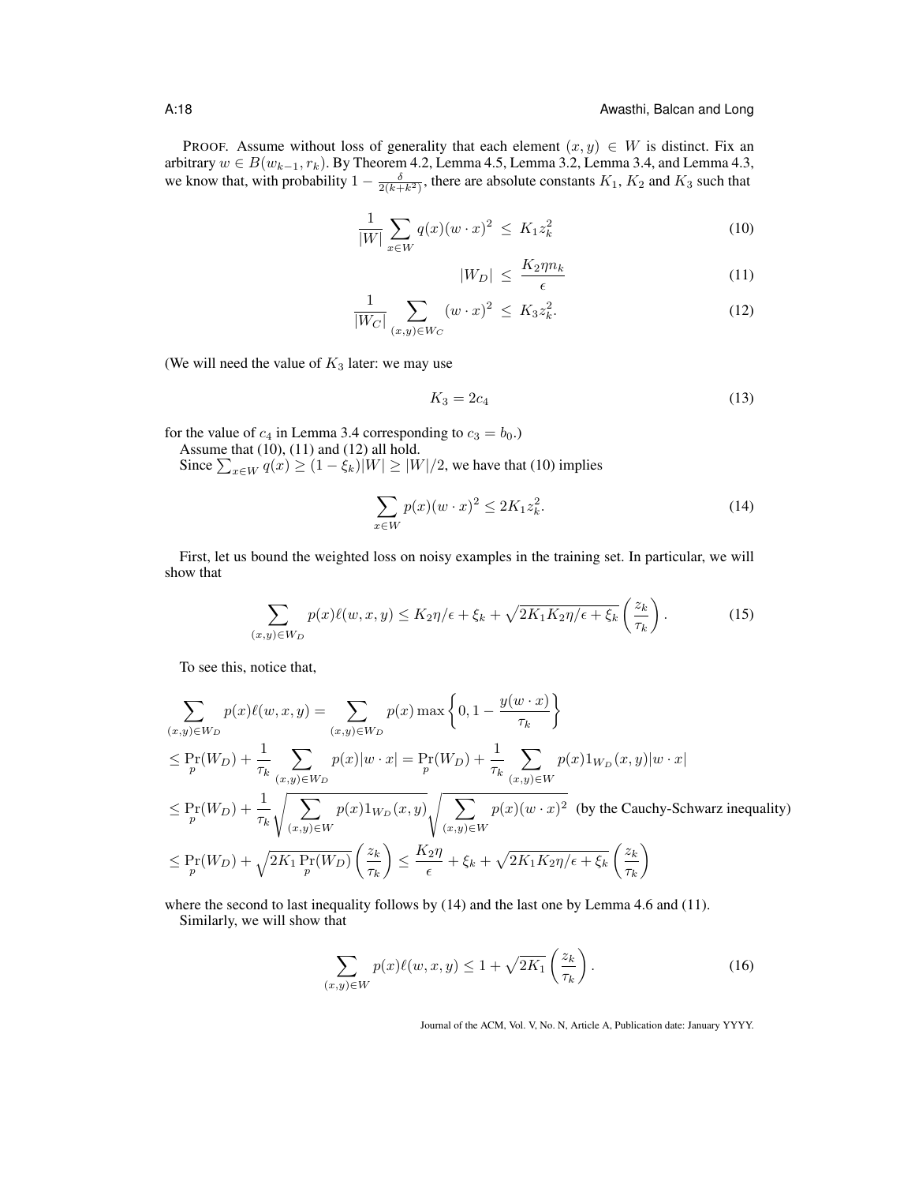PROOF. Assume without loss of generality that each element $(x, y) \in W$ is distinct. Fix an arbitrary $w \in B(w_{k-1}, r_k)$. By Theorem 4.2, Lemma 4.5, Lemma 3.2, Lemma 3.4, and Lemma 4.3, we know that, with probability $1 - \frac{\delta}{2(k+k^2)}$, there are absolute constants $K_1$, $K_2$ and $K_3$ such that

$$\frac{1}{|W|} \sum_{x \in W} q(x)(w \cdot x)^2 \;\le\; K_1 z_k^2 \tag{10}$$

$$|W_D| \;\le\; \frac{K_2 \eta n_k}{\epsilon} \tag{11}$$

$$\frac{1}{|W_C|} \sum_{(x,y) \in W_C} (w \cdot x)^2 \;\le\; K_3 z_k^2. \tag{12}$$

(We will need the value of $K_3$ later: we may use

$$K_3 = 2c_4 \tag{13}$$

for the value of $c_4$ in Lemma 3.4 corresponding to $c_3 = b_0$.)

Assume that (10), (11) and (12) all hold.

Since $\sum_{x \in W} q(x) \ge (1 - \xi_k)|W| \ge |W|/2$, we have that (10) implies

$$\sum_{x \in W} p(x)(w \cdot x)^2 \le 2K_1 z_k^2. \tag{14}$$

First, let us bound the weighted loss on noisy examples in the training set. In particular, we will show that

$$\sum_{(x,y) \in W_D} p(x)\ell(w, x, y) \le K_2\eta/\epsilon + \xi_k + \sqrt{2K_1K_2\eta/\epsilon + \xi_k}\left(\frac{z_k}{\tau_k}\right). \tag{15}$$

To see this, notice that,

$$\begin{aligned}
&\sum_{(x,y) \in W_D} p(x)\ell(w, x, y) = \sum_{(x,y) \in W_D} p(x) \max\left\{0, 1 - \frac{y(w \cdot x)}{\tau_k}\right\} \\
&\le \Pr_p(W_D) + \frac{1}{\tau_k} \sum_{(x,y) \in W_D} p(x)|w \cdot x| = \Pr_p(W_D) + \frac{1}{\tau_k} \sum_{(x,y) \in W} p(x) 1_{W_D}(x, y)|w \cdot x| \\
&\le \Pr_p(W_D) + \frac{1}{\tau_k} \sqrt{\sum_{(x,y) \in W} p(x) 1_{W_D}(x, y)} \sqrt{\sum_{(x,y) \in W} p(x)(w \cdot x)^2} \;\; \text{(by the Cauchy-Schwarz inequality)} \\
&\le \Pr_p(W_D) + \sqrt{2K_1 \Pr_p(W_D)}\left(\frac{z_k}{\tau_k}\right) \le \frac{K_2\eta}{\epsilon} + \xi_k + \sqrt{2K_1K_2\eta/\epsilon + \xi_k}\left(\frac{z_k}{\tau_k}\right)
\end{aligned}$$

where the second to last inequality follows by (14) and the last one by Lemma 4.6 and (11).

Similarly, we will show that

$$\sum_{(x,y) \in W} p(x)\ell(w, x, y) \le 1 + \sqrt{2K_1}\left(\frac{z_k}{\tau_k}\right). \tag{16}$$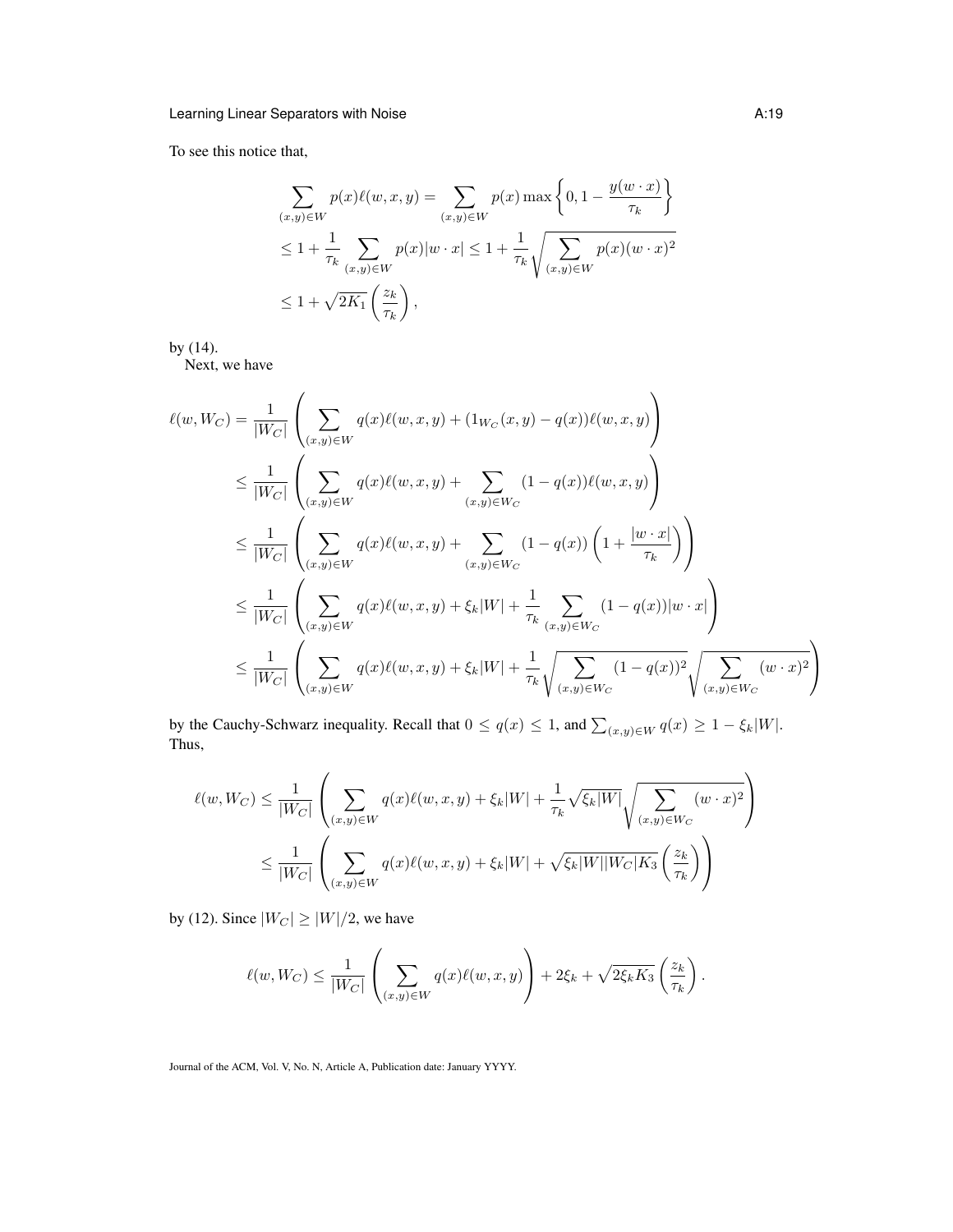To see this notice that,

$$
\begin{aligned}
\sum_{(x,y)\in W} p(x)\ell(w,x,y) &= \sum_{(x,y)\in W} p(x) \max\left\{0, 1 - \frac{y(w\cdot x)}{\tau_k}\right\} \\
&\leq 1 + \frac{1}{\tau_k}\sum_{(x,y)\in W} p(x)|w\cdot x| \leq 1 + \frac{1}{\tau_k}\sqrt{\sum_{(x,y)\in W} p(x)(w\cdot x)^2} \\
&\leq 1 + \sqrt{2K_1}\left(\frac{z_k}{\tau_k}\right),
\end{aligned}
$$

by (14).

Next, we have

$$
\begin{aligned}
\ell(w, W_C) &= \frac{1}{|W_C|}\left(\sum_{(x,y)\in W} q(x)\ell(w,x,y) + (1_{W_C}(x,y) - q(x))\ell(w,x,y)\right) \\
&\leq \frac{1}{|W_C|}\left(\sum_{(x,y)\in W} q(x)\ell(w,x,y) + \sum_{(x,y)\in W_C}(1-q(x))\ell(w,x,y)\right) \\
&\leq \frac{1}{|W_C|}\left(\sum_{(x,y)\in W} q(x)\ell(w,x,y) + \sum_{(x,y)\in W_C}(1-q(x))\left(1 + \frac{|w\cdot x|}{\tau_k}\right)\right) \\
&\leq \frac{1}{|W_C|}\left(\sum_{(x,y)\in W} q(x)\ell(w,x,y) + \xi_k|W| + \frac{1}{\tau_k}\sum_{(x,y)\in W_C}(1-q(x))|w\cdot x|\right) \\
&\leq \frac{1}{|W_C|}\left(\sum_{(x,y)\in W} q(x)\ell(w,x,y) + \xi_k|W| + \frac{1}{\tau_k}\sqrt{\sum_{(x,y)\in W_C}(1-q(x))^2}\sqrt{\sum_{(x,y)\in W_C}(w\cdot x)^2}\right)
\end{aligned}
$$

by the Cauchy-Schwarz inequality. Recall that $0 \leq q(x) \leq 1$, and $\sum_{(x,y)\in W} q(x) \geq 1 - \xi_k|W|$. Thus,

$$
\begin{aligned}
\ell(w, W_C) &\leq \frac{1}{|W_C|}\left(\sum_{(x,y)\in W} q(x)\ell(w,x,y) + \xi_k|W| + \frac{1}{\tau_k}\sqrt{\xi_k|W|}\sqrt{\sum_{(x,y)\in W_C}(w\cdot x)^2}\right) \\
&\leq \frac{1}{|W_C|}\left(\sum_{(x,y)\in W} q(x)\ell(w,x,y) + \xi_k|W| + \sqrt{\xi_k|W||W_C|K_3}\left(\frac{z_k}{\tau_k}\right)\right)
\end{aligned}
$$

by (12). Since $|W_C| \geq |W|/2$, we have

$$
\ell(w, W_C) \leq \frac{1}{|W_C|}\left(\sum_{(x,y)\in W} q(x)\ell(w,x,y)\right) + 2\xi_k + \sqrt{2\xi_k K_3}\left(\frac{z_k}{\tau_k}\right).
$$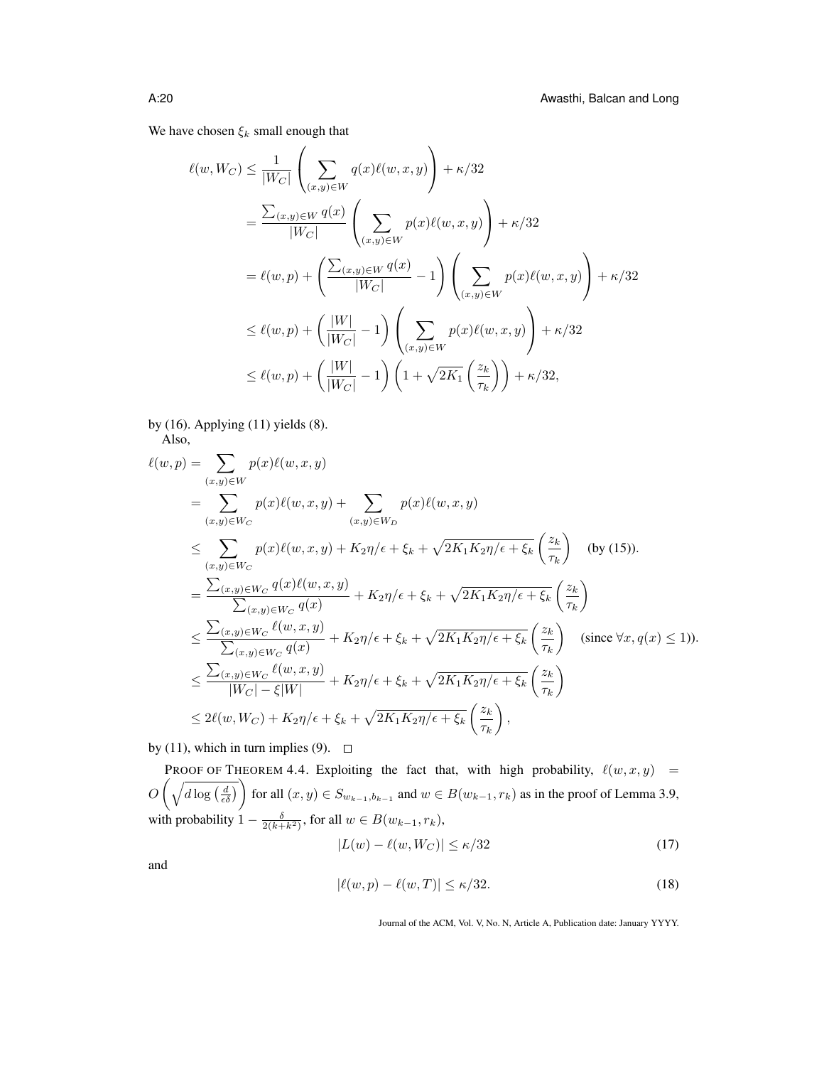We have chosen $\xi_k$ small enough that

$$
\begin{aligned}
\ell(w, W_C) &\leq \frac{1}{|W_C|} \left( \sum_{(x,y) \in W} q(x) \ell(w, x, y) \right) + \kappa/32 \\
&= \frac{\sum_{(x,y) \in W} q(x)}{|W_C|} \left( \sum_{(x,y) \in W} p(x) \ell(w, x, y) \right) + \kappa/32 \\
&= \ell(w, p) + \left( \frac{\sum_{(x,y) \in W} q(x)}{|W_C|} - 1 \right) \left( \sum_{(x,y) \in W} p(x) \ell(w, x, y) \right) + \kappa/32 \\
&\leq \ell(w, p) + \left( \frac{|W|}{|W_C|} - 1 \right) \left( \sum_{(x,y) \in W} p(x) \ell(w, x, y) \right) + \kappa/32 \\
&\leq \ell(w, p) + \left( \frac{|W|}{|W_C|} - 1 \right) \left( 1 + \sqrt{2K_1} \left( \frac{z_k}{\tau_k} \right) \right) + \kappa/32,
\end{aligned}
$$

by (16). Applying (11) yields (8).

Also,

$$
\begin{aligned}
\ell(w, p) &= \sum_{(x,y) \in W} p(x) \ell(w, x, y) \\
&= \sum_{(x,y) \in W_C} p(x) \ell(w, x, y) + \sum_{(x,y) \in W_D} p(x) \ell(w, x, y) \\
&\leq \sum_{(x,y) \in W_C} p(x) \ell(w, x, y) + K_2 \eta/\epsilon + \xi_k + \sqrt{2K_1 K_2 \eta/\epsilon + \xi_k} \left( \frac{z_k}{\tau_k} \right) \quad \text{(by (15))}. \\
&= \frac{\sum_{(x,y) \in W_C} q(x) \ell(w, x, y)}{\sum_{(x,y) \in W_C} q(x)} + K_2 \eta/\epsilon + \xi_k + \sqrt{2K_1 K_2 \eta/\epsilon + \xi_k} \left( \frac{z_k}{\tau_k} \right) \\
&\leq \frac{\sum_{(x,y) \in W_C} \ell(w, x, y)}{\sum_{(x,y) \in W_C} q(x)} + K_2 \eta/\epsilon + \xi_k + \sqrt{2K_1 K_2 \eta/\epsilon + \xi_k} \left( \frac{z_k}{\tau_k} \right) \quad (\text{since } \forall x, q(x) \leq 1)). \\
&\leq \frac{\sum_{(x,y) \in W_C} \ell(w, x, y)}{|W_C| - \xi |W|} + K_2 \eta/\epsilon + \xi_k + \sqrt{2K_1 K_2 \eta/\epsilon + \xi_k} \left( \frac{z_k}{\tau_k} \right) \\
&\leq 2\ell(w, W_C) + K_2 \eta/\epsilon + \xi_k + \sqrt{2K_1 K_2 \eta/\epsilon + \xi_k} \left( \frac{z_k}{\tau_k} \right),
\end{aligned}
$$

by (11), which in turn implies (9). $\square$

PROOF OF THEOREM 4.4. Exploiting the fact that, with high probability, $\ell(w, x, y) = O\left(\sqrt{d \log\left(\frac{d}{\epsilon\delta}\right)}\right)$ for all $(x, y) \in S_{w_{k-1}, b_{k-1}}$ and $w \in B(w_{k-1}, r_k)$ as in the proof of Lemma 3.9, with probability $1 - \frac{\delta}{2(k+k^2)}$, for all $w \in B(w_{k-1}, r_k)$,

$$
|L(w) - \ell(w, W_C)| \leq \kappa/32 \tag{17}
$$

and

$$
|\ell(w, p) - \ell(w, T)| \leq \kappa/32. \tag{18}
$$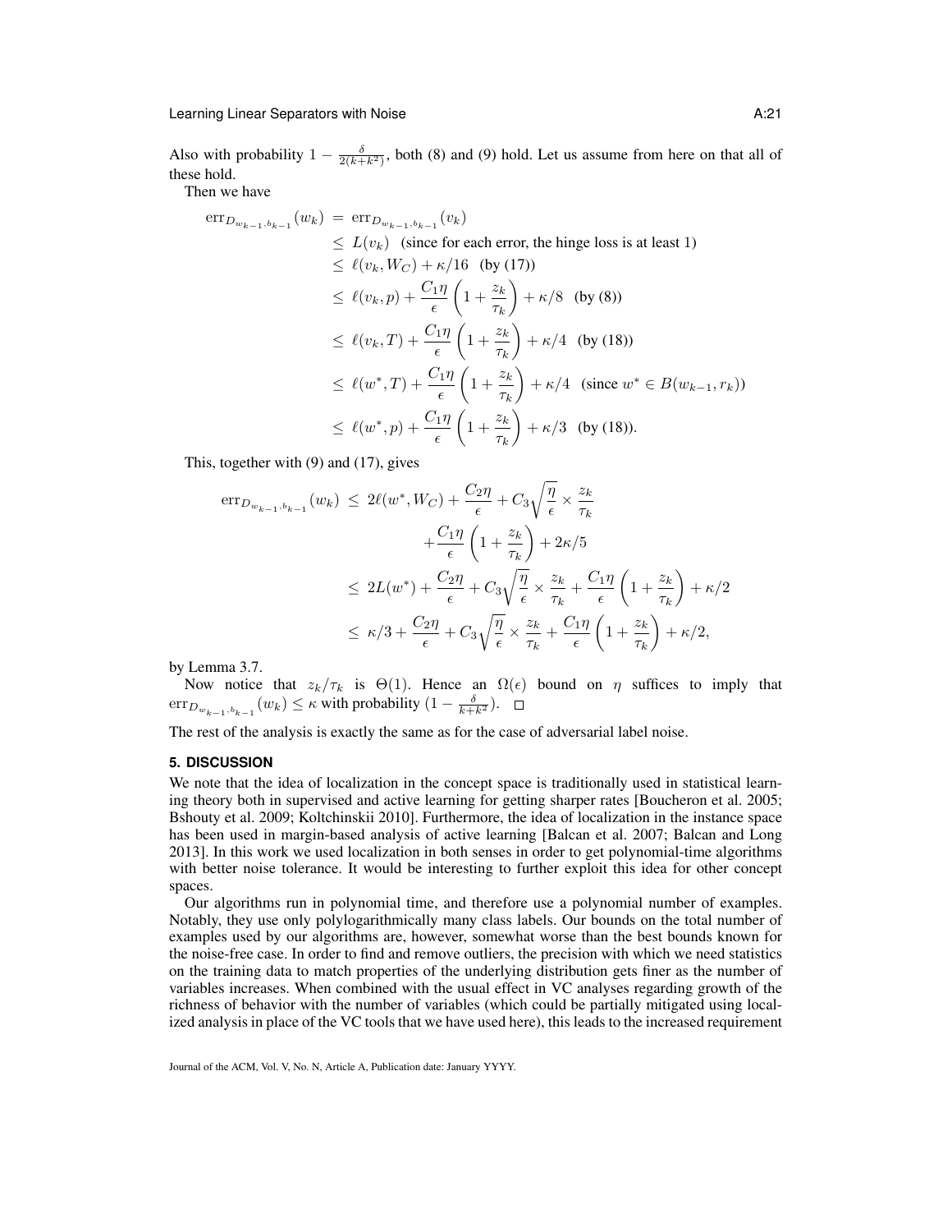Also with probability $1 - \frac{\delta}{2(k+k^2)}$, both (8) and (9) hold. Let us assume from here on that all of these hold.

Then we have

$$
\begin{aligned}
\mathrm{err}_{D_{w_{k-1},b_{k-1}}}(w_k) &= \mathrm{err}_{D_{w_{k-1},b_{k-1}}}(v_k) \\
&\leq L(v_k) \quad \text{(since for each error, the hinge loss is at least 1)} \\
&\leq \ell(v_k, W_C) + \kappa/16 \quad \text{(by (17))} \\
&\leq \ell(v_k, p) + \frac{C_1 \eta}{\epsilon}\left(1 + \frac{z_k}{\tau_k}\right) + \kappa/8 \quad \text{(by (8))} \\
&\leq \ell(v_k, T) + \frac{C_1 \eta}{\epsilon}\left(1 + \frac{z_k}{\tau_k}\right) + \kappa/4 \quad \text{(by (18))} \\
&\leq \ell(w^*, T) + \frac{C_1 \eta}{\epsilon}\left(1 + \frac{z_k}{\tau_k}\right) + \kappa/4 \quad \text{(since } w^* \in B(w_{k-1}, r_k)\text{)} \\
&\leq \ell(w^*, p) + \frac{C_1 \eta}{\epsilon}\left(1 + \frac{z_k}{\tau_k}\right) + \kappa/3 \quad \text{(by (18)).}
\end{aligned}
$$

This, together with (9) and (17), gives

$$
\begin{aligned}
\mathrm{err}_{D_{w_{k-1},b_{k-1}}}(w_k) &\leq 2\ell(w^*, W_C) + \frac{C_2 \eta}{\epsilon} + C_3 \sqrt{\frac{\eta}{\epsilon}} \times \frac{z_k}{\tau_k} \\
&\quad + \frac{C_1 \eta}{\epsilon}\left(1 + \frac{z_k}{\tau_k}\right) + 2\kappa/5 \\
&\leq 2L(w^*) + \frac{C_2 \eta}{\epsilon} + C_3 \sqrt{\frac{\eta}{\epsilon}} \times \frac{z_k}{\tau_k} + \frac{C_1 \eta}{\epsilon}\left(1 + \frac{z_k}{\tau_k}\right) + \kappa/2 \\
&\leq \kappa/3 + \frac{C_2 \eta}{\epsilon} + C_3 \sqrt{\frac{\eta}{\epsilon}} \times \frac{z_k}{\tau_k} + \frac{C_1 \eta}{\epsilon}\left(1 + \frac{z_k}{\tau_k}\right) + \kappa/2,
\end{aligned}
$$

by Lemma 3.7.

Now notice that $z_k/\tau_k$ is $\Theta(1)$. Hence an $\Omega(\epsilon)$ bound on $\eta$ suffices to imply that $\mathrm{err}_{D_{w_{k-1},b_{k-1}}}(w_k) \leq \kappa$ with probability $(1 - \frac{\delta}{k+k^2})$. □

The rest of the analysis is exactly the same as for the case of adversarial label noise.

## 5. DISCUSSION

We note that the idea of localization in the concept space is traditionally used in statistical learning theory both in supervised and active learning for getting sharper rates [Boucheron et al. 2005; Bshouty et al. 2009; Koltchinskii 2010]. Furthermore, the idea of localization in the instance space has been used in margin-based analysis of active learning [Balcan et al. 2007; Balcan and Long 2013]. In this work we used localization in both senses in order to get polynomial-time algorithms with better noise tolerance. It would be interesting to further exploit this idea for other concept spaces.

Our algorithms run in polynomial time, and therefore use a polynomial number of examples. Notably, they use only polylogarithmically many class labels. Our bounds on the total number of examples used by our algorithms are, however, somewhat worse than the best bounds known for the noise-free case. In order to find and remove outliers, the precision with which we need statistics on the training data to match properties of the underlying distribution gets finer as the number of variables increases. When combined with the usual effect in VC analyses regarding growth of the richness of behavior with the number of variables (which could be partially mitigated using localized analysis in place of the VC tools that we have used here), this leads to the increased requirement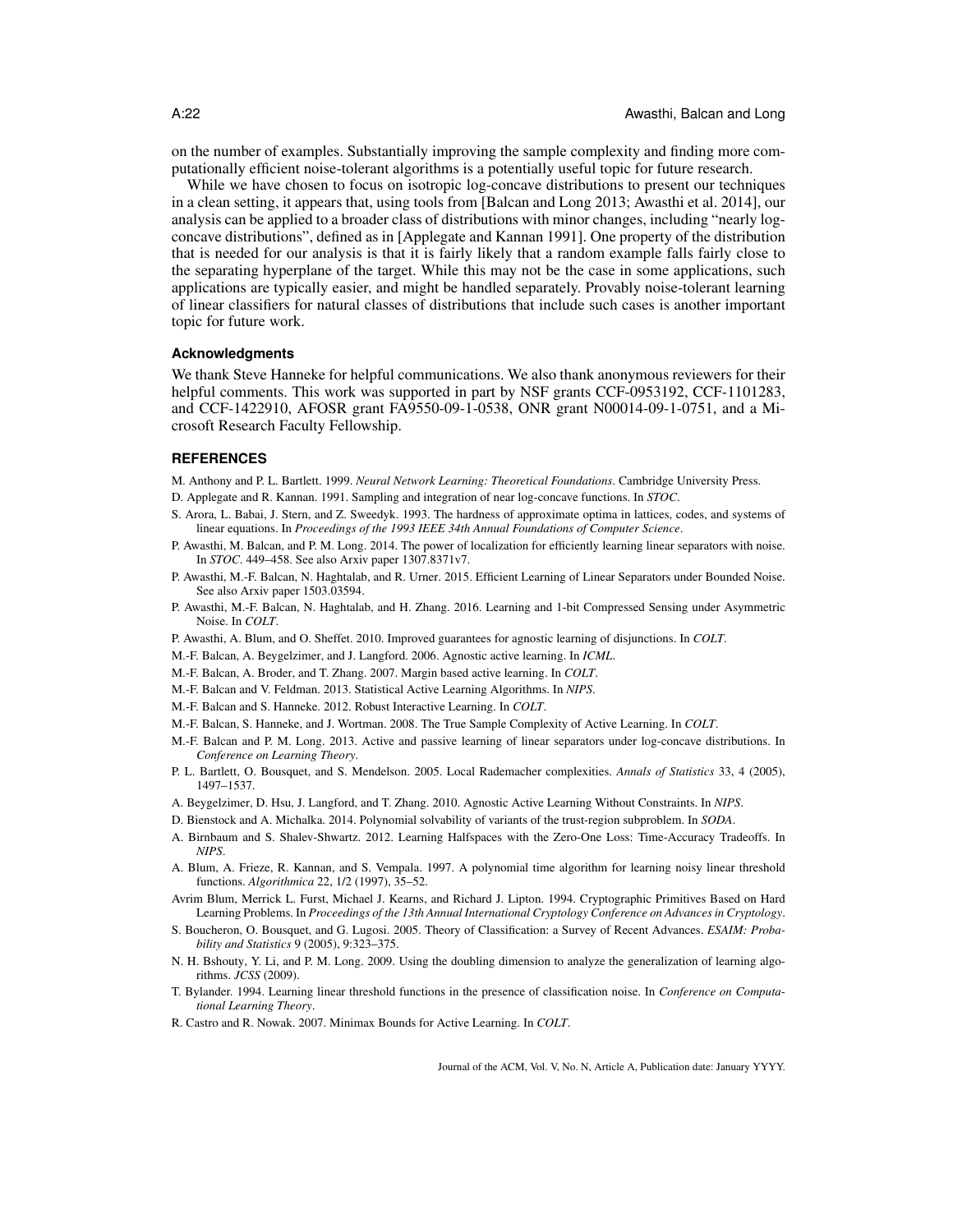on the number of examples. Substantially improving the sample complexity and finding more computationally efficient noise-tolerant algorithms is a potentially useful topic for future research.

While we have chosen to focus on isotropic log-concave distributions to present our techniques in a clean setting, it appears that, using tools from [Balcan and Long 2013; Awasthi et al. 2014], our analysis can be applied to a broader class of distributions with minor changes, including "nearly log-concave distributions", defined as in [Applegate and Kannan 1991]. One property of the distribution that is needed for our analysis is that it is fairly likely that a random example falls fairly close to the separating hyperplane of the target. While this may not be the case in some applications, such applications are typically easier, and might be handled separately. Provably noise-tolerant learning of linear classifiers for natural classes of distributions that include such cases is another important topic for future work.

### Acknowledgments

We thank Steve Hanneke for helpful communications. We also thank anonymous reviewers for their helpful comments. This work was supported in part by NSF grants CCF-0953192, CCF-1101283, and CCF-1422910, AFOSR grant FA9550-09-1-0538, ONR grant N00014-09-1-0751, and a Microsoft Research Faculty Fellowship.

## REFERENCES

M. Anthony and P. L. Bartlett. 1999. *Neural Network Learning: Theoretical Foundations*. Cambridge University Press.

D. Applegate and R. Kannan. 1991. Sampling and integration of near log-concave functions. In *STOC*.

S. Arora, L. Babai, J. Stern, and Z. Sweedyk. 1993. The hardness of approximate optima in lattices, codes, and systems of linear equations. In *Proceedings of the 1993 IEEE 34th Annual Foundations of Computer Science*.

P. Awasthi, M. Balcan, and P. M. Long. 2014. The power of localization for efficiently learning linear separators with noise. In *STOC*. 449–458. See also Arxiv paper 1307.8371v7.

P. Awasthi, M.-F. Balcan, N. Haghtalab, and R. Urner. 2015. Efficient Learning of Linear Separators under Bounded Noise. See also Arxiv paper 1503.03594.

P. Awasthi, M.-F. Balcan, N. Haghtalab, and H. Zhang. 2016. Learning and 1-bit Compressed Sensing under Asymmetric Noise. In *COLT*.

P. Awasthi, A. Blum, and O. Sheffet. 2010. Improved guarantees for agnostic learning of disjunctions. In *COLT*.

M.-F. Balcan, A. Beygelzimer, and J. Langford. 2006. Agnostic active learning. In *ICML*.

M.-F. Balcan, A. Broder, and T. Zhang. 2007. Margin based active learning. In *COLT*.

M.-F. Balcan and V. Feldman. 2013. Statistical Active Learning Algorithms. In *NIPS*.

M.-F. Balcan and S. Hanneke. 2012. Robust Interactive Learning. In *COLT*.

M.-F. Balcan, S. Hanneke, and J. Wortman. 2008. The True Sample Complexity of Active Learning. In *COLT*.

M.-F. Balcan and P. M. Long. 2013. Active and passive learning of linear separators under log-concave distributions. In *Conference on Learning Theory*.

P. L. Bartlett, O. Bousquet, and S. Mendelson. 2005. Local Rademacher complexities. *Annals of Statistics* 33, 4 (2005), 1497–1537.

A. Beygelzimer, D. Hsu, J. Langford, and T. Zhang. 2010. Agnostic Active Learning Without Constraints. In *NIPS*.

D. Bienstock and A. Michalka. 2014. Polynomial solvability of variants of the trust-region subproblem. In *SODA*.

A. Birnbaum and S. Shalev-Shwartz. 2012. Learning Halfspaces with the Zero-One Loss: Time-Accuracy Tradeoffs. In *NIPS*.

A. Blum, A. Frieze, R. Kannan, and S. Vempala. 1997. A polynomial time algorithm for learning noisy linear threshold functions. *Algorithmica* 22, 1/2 (1997), 35–52.

Avrim Blum, Merrick L. Furst, Michael J. Kearns, and Richard J. Lipton. 1994. Cryptographic Primitives Based on Hard Learning Problems. In *Proceedings of the 13th Annual International Cryptology Conference on Advances in Cryptology*.

S. Boucheron, O. Bousquet, and G. Lugosi. 2005. Theory of Classification: a Survey of Recent Advances. *ESAIM: Probability and Statistics* 9 (2005), 9:323–375.

N. H. Bshouty, Y. Li, and P. M. Long. 2009. Using the doubling dimension to analyze the generalization of learning algorithms. *JCSS* (2009).

T. Bylander. 1994. Learning linear threshold functions in the presence of classification noise. In *Conference on Computational Learning Theory*.

R. Castro and R. Nowak. 2007. Minimax Bounds for Active Learning. In *COLT*.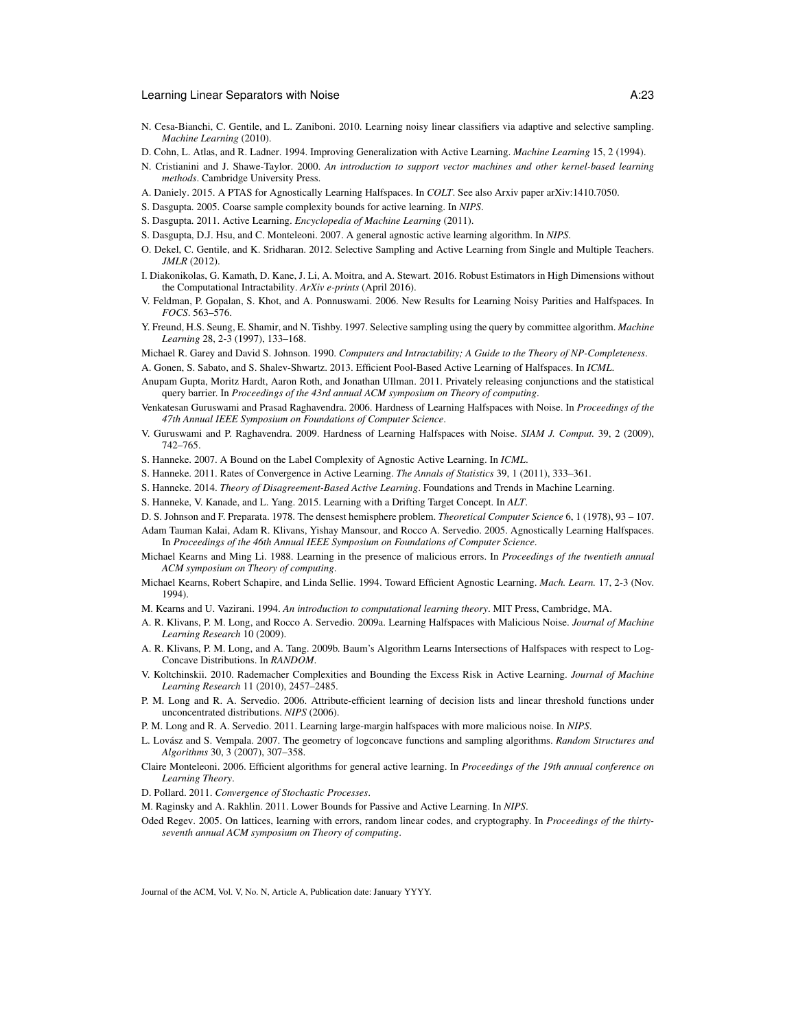N. Cesa-Bianchi, C. Gentile, and L. Zaniboni. 2010. Learning noisy linear classifiers via adaptive and selective sampling. *Machine Learning* (2010).

D. Cohn, L. Atlas, and R. Ladner. 1994. Improving Generalization with Active Learning. *Machine Learning* 15, 2 (1994).

N. Cristianini and J. Shawe-Taylor. 2000. *An introduction to support vector machines and other kernel-based learning methods*. Cambridge University Press.

A. Daniely. 2015. A PTAS for Agnostically Learning Halfspaces. In *COLT*. See also Arxiv paper arXiv:1410.7050.

S. Dasgupta. 2005. Coarse sample complexity bounds for active learning. In *NIPS*.

S. Dasgupta. 2011. Active Learning. *Encyclopedia of Machine Learning* (2011).

S. Dasgupta, D.J. Hsu, and C. Monteleoni. 2007. A general agnostic active learning algorithm. In *NIPS*.

O. Dekel, C. Gentile, and K. Sridharan. 2012. Selective Sampling and Active Learning from Single and Multiple Teachers. *JMLR* (2012).

I. Diakonikolas, G. Kamath, D. Kane, J. Li, A. Moitra, and A. Stewart. 2016. Robust Estimators in High Dimensions without the Computational Intractability. *ArXiv e-prints* (April 2016).

V. Feldman, P. Gopalan, S. Khot, and A. Ponnuswami. 2006. New Results for Learning Noisy Parities and Halfspaces. In *FOCS*. 563–576.

Y. Freund, H.S. Seung, E. Shamir, and N. Tishby. 1997. Selective sampling using the query by committee algorithm. *Machine Learning* 28, 2-3 (1997), 133–168.

Michael R. Garey and David S. Johnson. 1990. *Computers and Intractability; A Guide to the Theory of NP-Completeness*.

A. Gonen, S. Sabato, and S. Shalev-Shwartz. 2013. Efficient Pool-Based Active Learning of Halfspaces. In *ICML*.

Anupam Gupta, Moritz Hardt, Aaron Roth, and Jonathan Ullman. 2011. Privately releasing conjunctions and the statistical query barrier. In *Proceedings of the 43rd annual ACM symposium on Theory of computing*.

Venkatesan Guruswami and Prasad Raghavendra. 2006. Hardness of Learning Halfspaces with Noise. In *Proceedings of the 47th Annual IEEE Symposium on Foundations of Computer Science*.

V. Guruswami and P. Raghavendra. 2009. Hardness of Learning Halfspaces with Noise. *SIAM J. Comput.* 39, 2 (2009), 742–765.

S. Hanneke. 2007. A Bound on the Label Complexity of Agnostic Active Learning. In *ICML*.

S. Hanneke. 2011. Rates of Convergence in Active Learning. *The Annals of Statistics* 39, 1 (2011), 333–361.

S. Hanneke. 2014. *Theory of Disagreement-Based Active Learning*. Foundations and Trends in Machine Learning.

S. Hanneke, V. Kanade, and L. Yang. 2015. Learning with a Drifting Target Concept. In *ALT*.

D. S. Johnson and F. Preparata. 1978. The densest hemisphere problem. *Theoretical Computer Science* 6, 1 (1978), 93 – 107.

Adam Tauman Kalai, Adam R. Klivans, Yishay Mansour, and Rocco A. Servedio. 2005. Agnostically Learning Halfspaces. In *Proceedings of the 46th Annual IEEE Symposium on Foundations of Computer Science*.

Michael Kearns and Ming Li. 1988. Learning in the presence of malicious errors. In *Proceedings of the twentieth annual ACM symposium on Theory of computing*.

Michael Kearns, Robert Schapire, and Linda Sellie. 1994. Toward Efficient Agnostic Learning. *Mach. Learn.* 17, 2-3 (Nov. 1994).

M. Kearns and U. Vazirani. 1994. *An introduction to computational learning theory*. MIT Press, Cambridge, MA.

A. R. Klivans, P. M. Long, and Rocco A. Servedio. 2009a. Learning Halfspaces with Malicious Noise. *Journal of Machine Learning Research* 10 (2009).

A. R. Klivans, P. M. Long, and A. Tang. 2009b. Baum's Algorithm Learns Intersections of Halfspaces with respect to Log-Concave Distributions. In *RANDOM*.

V. Koltchinskii. 2010. Rademacher Complexities and Bounding the Excess Risk in Active Learning. *Journal of Machine Learning Research* 11 (2010), 2457–2485.

P. M. Long and R. A. Servedio. 2006. Attribute-efficient learning of decision lists and linear threshold functions under unconcentrated distributions. *NIPS* (2006).

P. M. Long and R. A. Servedio. 2011. Learning large-margin halfspaces with more malicious noise. In *NIPS*.

L. Lovász and S. Vempala. 2007. The geometry of logconcave functions and sampling algorithms. *Random Structures and Algorithms* 30, 3 (2007), 307–358.

Claire Monteleoni. 2006. Efficient algorithms for general active learning. In *Proceedings of the 19th annual conference on Learning Theory*.

D. Pollard. 2011. *Convergence of Stochastic Processes*.

M. Raginsky and A. Rakhlin. 2011. Lower Bounds for Passive and Active Learning. In *NIPS*.

Oded Regev. 2005. On lattices, learning with errors, random linear codes, and cryptography. In *Proceedings of the thirty-seventh annual ACM symposium on Theory of computing*.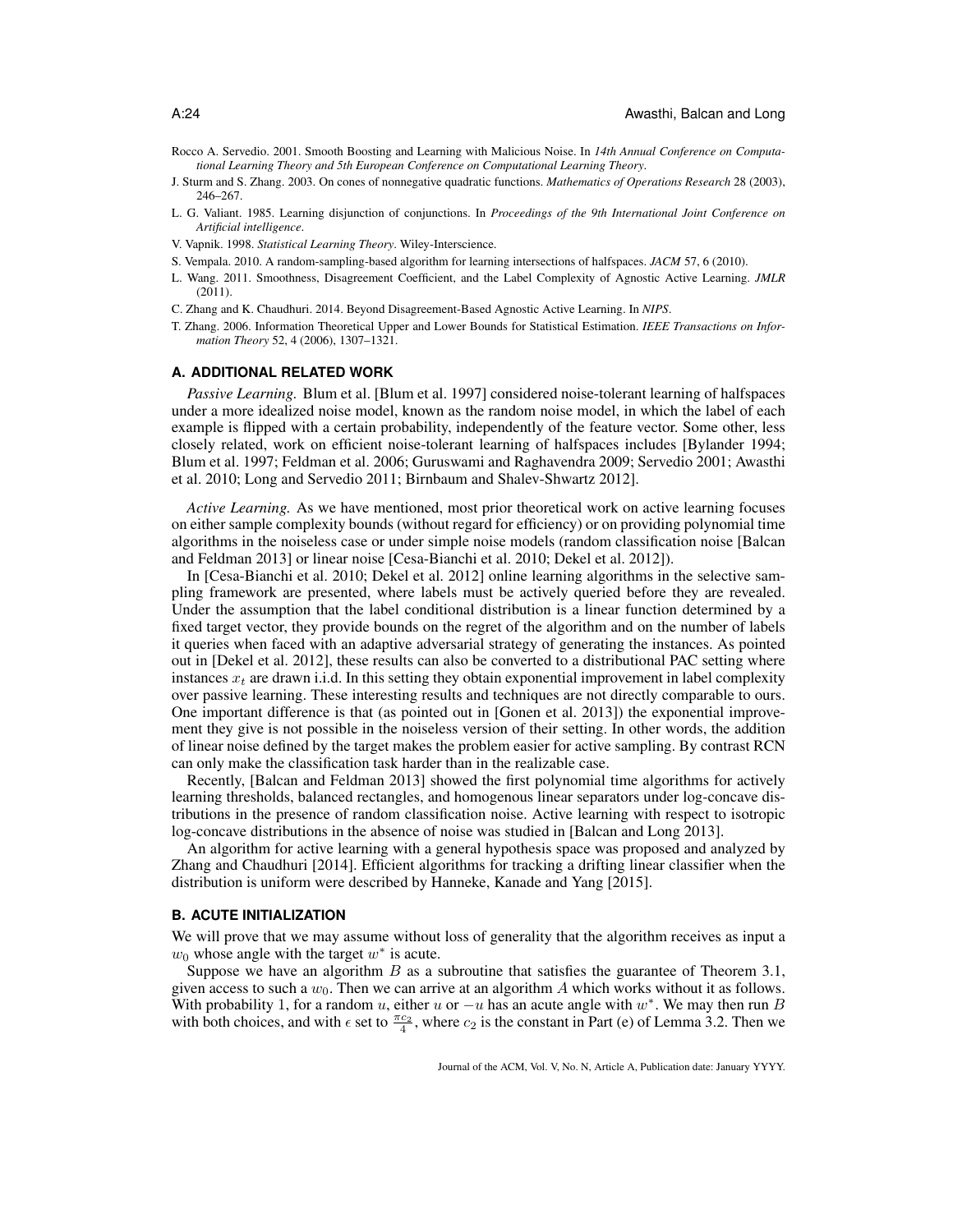Rocco A. Servedio. 2001. Smooth Boosting and Learning with Malicious Noise. In *14th Annual Conference on Computational Learning Theory and 5th European Conference on Computational Learning Theory*.

J. Sturm and S. Zhang. 2003. On cones of nonnegative quadratic functions. *Mathematics of Operations Research* 28 (2003), 246–267.

L. G. Valiant. 1985. Learning disjunction of conjunctions. In *Proceedings of the 9th International Joint Conference on Artificial intelligence*.

V. Vapnik. 1998. *Statistical Learning Theory*. Wiley-Interscience.

S. Vempala. 2010. A random-sampling-based algorithm for learning intersections of halfspaces. *JACM* 57, 6 (2010).

L. Wang. 2011. Smoothness, Disagreement Coefficient, and the Label Complexity of Agnostic Active Learning. *JMLR* (2011).

C. Zhang and K. Chaudhuri. 2014. Beyond Disagreement-Based Agnostic Active Learning. In *NIPS*.

T. Zhang. 2006. Information Theoretical Upper and Lower Bounds for Statistical Estimation. *IEEE Transactions on Information Theory* 52, 4 (2006), 1307–1321.

## A. ADDITIONAL RELATED WORK

*Passive Learning.* Blum et al. [Blum et al. 1997] considered noise-tolerant learning of halfspaces under a more idealized noise model, known as the random noise model, in which the label of each example is flipped with a certain probability, independently of the feature vector. Some other, less closely related, work on efficient noise-tolerant learning of halfspaces includes [Bylander 1994; Blum et al. 1997; Feldman et al. 2006; Guruswami and Raghavendra 2009; Servedio 2001; Awasthi et al. 2010; Long and Servedio 2011; Birnbaum and Shalev-Shwartz 2012].

*Active Learning.* As we have mentioned, most prior theoretical work on active learning focuses on either sample complexity bounds (without regard for efficiency) or on providing polynomial time algorithms in the noiseless case or under simple noise models (random classification noise [Balcan and Feldman 2013] or linear noise [Cesa-Bianchi et al. 2010; Dekel et al. 2012]).

In [Cesa-Bianchi et al. 2010; Dekel et al. 2012] online learning algorithms in the selective sampling framework are presented, where labels must be actively queried before they are revealed. Under the assumption that the label conditional distribution is a linear function determined by a fixed target vector, they provide bounds on the regret of the algorithm and on the number of labels it queries when faced with an adaptive adversarial strategy of generating the instances. As pointed out in [Dekel et al. 2012], these results can also be converted to a distributional PAC setting where instances $x_t$ are drawn i.i.d. In this setting they obtain exponential improvement in label complexity over passive learning. These interesting results and techniques are not directly comparable to ours. One important difference is that (as pointed out in [Gonen et al. 2013]) the exponential improvement they give is not possible in the noiseless version of their setting. In other words, the addition of linear noise defined by the target makes the problem easier for active sampling. By contrast RCN can only make the classification task harder than in the realizable case.

Recently, [Balcan and Feldman 2013] showed the first polynomial time algorithms for actively learning thresholds, balanced rectangles, and homogenous linear separators under log-concave distributions in the presence of random classification noise. Active learning with respect to isotropic log-concave distributions in the absence of noise was studied in [Balcan and Long 2013].

An algorithm for active learning with a general hypothesis space was proposed and analyzed by Zhang and Chaudhuri [2014]. Efficient algorithms for tracking a drifting linear classifier when the distribution is uniform were described by Hanneke, Kanade and Yang [2015].

## B. ACUTE INITIALIZATION

We will prove that we may assume without loss of generality that the algorithm receives as input a $w_0$ whose angle with the target $w^*$ is acute.

Suppose we have an algorithm $B$ as a subroutine that satisfies the guarantee of Theorem 3.1, given access to such a $w_0$. Then we can arrive at an algorithm $A$ which works without it as follows. With probability 1, for a random $u$, either $u$ or $-u$ has an acute angle with $w^*$. We may then run $B$ with both choices, and with $\epsilon$ set to $\frac{\pi c_2}{4}$, where $c_2$ is the constant in Part (e) of Lemma 3.2. Then we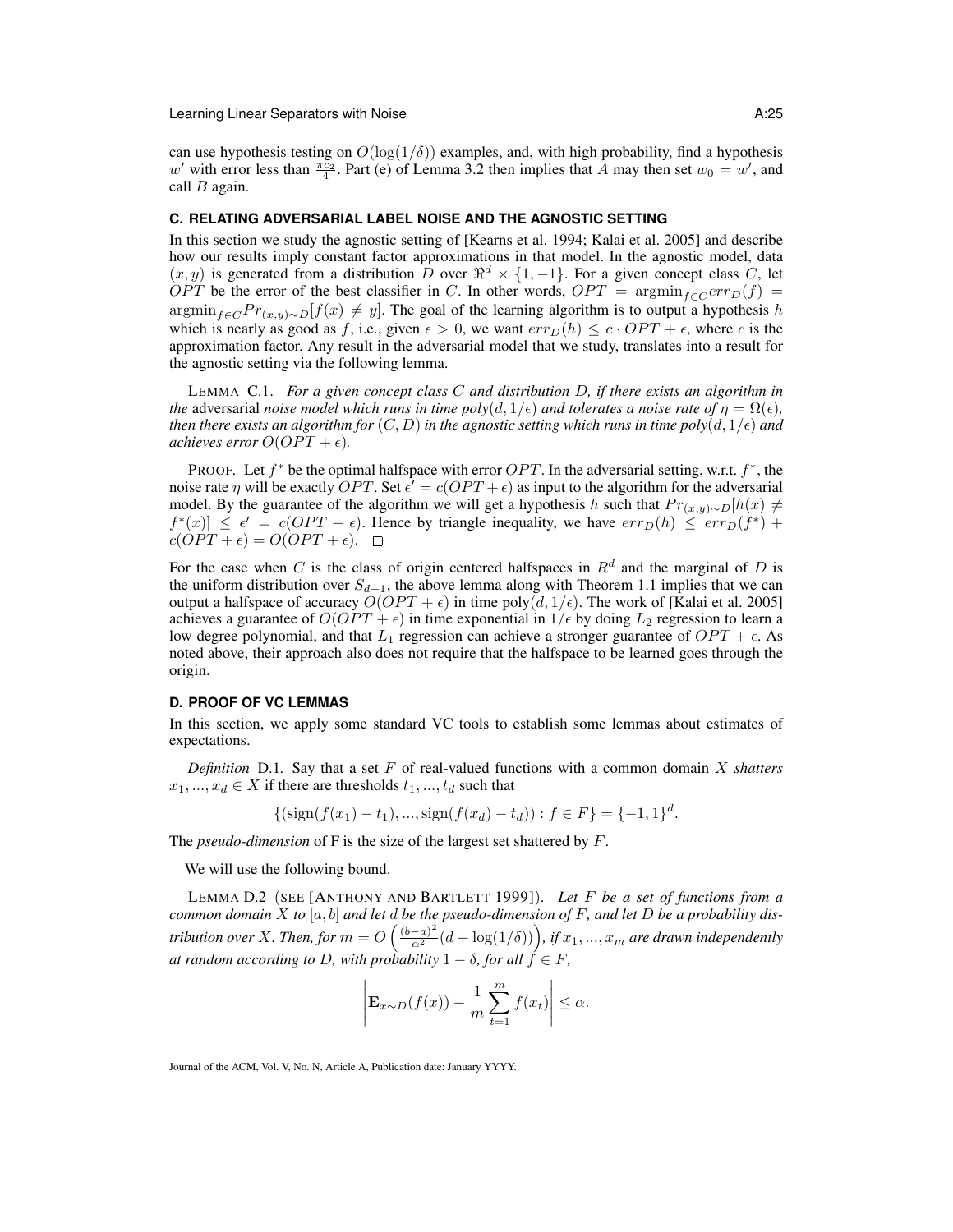can use hypothesis testing on $O(\log(1/\delta))$ examples, and, with high probability, find a hypothesis $w'$ with error less than $\frac{\pi c_2}{4}$. Part (e) of Lemma 3.2 then implies that $A$ may then set $w_0 = w'$, and call $B$ again.

## C. RELATING ADVERSARIAL LABEL NOISE AND THE AGNOSTIC SETTING

In this section we study the agnostic setting of [Kearns et al. 1994; Kalai et al. 2005] and describe how our results imply constant factor approximations in that model. In the agnostic model, data $(x, y)$ is generated from a distribution $D$ over $\Re^d \times \{1, -1\}$. For a given concept class $C$, let $OPT$ be the error of the best classifier in $C$. In other words, $OPT = \text{argmin}_{f \in C} err_D(f) = \text{argmin}_{f \in C} Pr_{(x,y)\sim D}[f(x) \neq y]$. The goal of the learning algorithm is to output a hypothesis $h$ which is nearly as good as $f$, i.e., given $\epsilon > 0$, we want $err_D(h) \leq c \cdot OPT + \epsilon$, where $c$ is the approximation factor. Any result in the adversarial model that we study, translates into a result for the agnostic setting via the following lemma.

LEMMA C.1. *For a given concept class $C$ and distribution $D$, if there exists an algorithm in the* adversarial *noise model which runs in time poly$(d, 1/\epsilon)$ and tolerates a noise rate of $\eta = \Omega(\epsilon)$, then there exists an algorithm for $(C, D)$ in the agnostic setting which runs in time poly$(d, 1/\epsilon)$ and achieves error $O(OPT + \epsilon)$.*

PROOF. Let $f^*$ be the optimal halfspace with error $OPT$. In the adversarial setting, w.r.t. $f^*$, the noise rate $\eta$ will be exactly $OPT$. Set $\epsilon' = c(OPT + \epsilon)$ as input to the algorithm for the adversarial model. By the guarantee of the algorithm we will get a hypothesis $h$ such that $Pr_{(x,y)\sim D}[h(x) \neq f^*(x)] \leq \epsilon' = c(OPT + \epsilon)$. Hence by triangle inequality, we have $err_D(h) \leq err_D(f^*) + c(OPT + \epsilon) = O(OPT + \epsilon)$. □

For the case when $C$ is the class of origin centered halfspaces in $R^d$ and the marginal of $D$ is the uniform distribution over $S_{d-1}$, the above lemma along with Theorem 1.1 implies that we can output a halfspace of accuracy $O(OPT + \epsilon)$ in time poly$(d, 1/\epsilon)$. The work of [Kalai et al. 2005] achieves a guarantee of $O(OPT + \epsilon)$ in time exponential in $1/\epsilon$ by doing $L_2$ regression to learn a low degree polynomial, and that $L_1$ regression can achieve a stronger guarantee of $OPT + \epsilon$. As noted above, their approach also does not require that the halfspace to be learned goes through the origin.

## D. PROOF OF VC LEMMAS

In this section, we apply some standard VC tools to establish some lemmas about estimates of expectations.

*Definition* D.1. Say that a set $F$ of real-valued functions with a common domain $X$ *shatters* $x_1, ..., x_d \in X$ if there are thresholds $t_1, ..., t_d$ such that

$$\{(\text{sign}(f(x_1) - t_1), ..., \text{sign}(f(x_d) - t_d)) : f \in F\} = \{-1, 1\}^d.$$

The *pseudo-dimension* of F is the size of the largest set shattered by $F$.

We will use the following bound.

LEMMA D.2 (SEE [ANTHONY AND BARTLETT 1999]). *Let $F$ be a set of functions from a common domain $X$ to $[a, b]$ and let $d$ be the pseudo-dimension of $F$, and let $D$ be a probability distribution over $X$. Then, for $m = O\left(\frac{(b-a)^2}{\alpha^2}(d + \log(1/\delta))\right)$, if $x_1, ..., x_m$ are drawn independently at random according to $D$, with probability $1 - \delta$, for all $f \in F$,*

$$\left| \mathbf{E}_{x\sim D}(f(x)) - \frac{1}{m}\sum_{t=1}^{m} f(x_t) \right| \leq \alpha.$$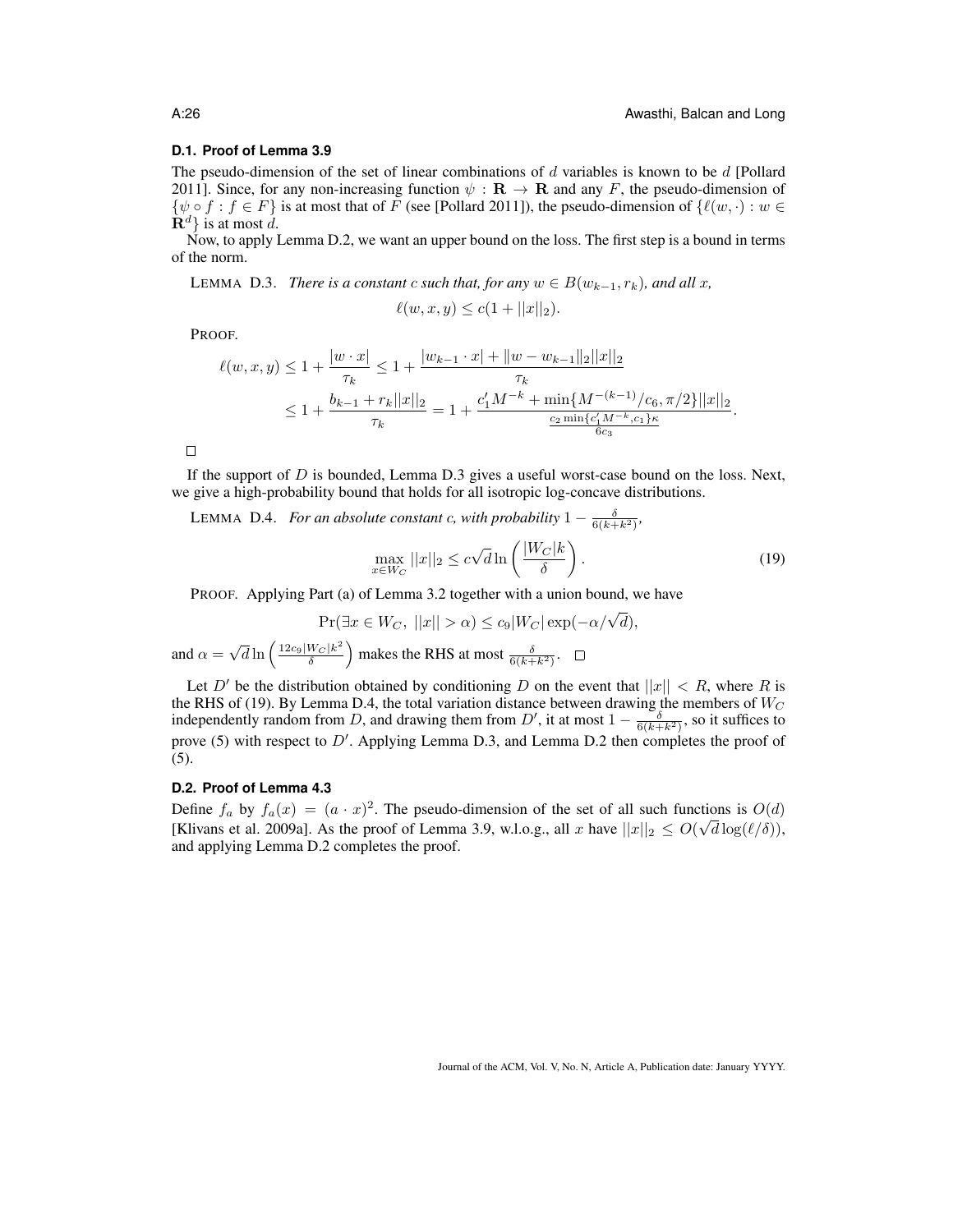### D.1. Proof of Lemma 3.9

The pseudo-dimension of the set of linear combinations of $d$ variables is known to be $d$ [Pollard 2011]. Since, for any non-increasing function $\psi : \mathbf{R} \to \mathbf{R}$ and any $F$, the pseudo-dimension of $\{\psi \circ f : f \in F\}$ is at most that of $F$ (see [Pollard 2011]), the pseudo-dimension of $\{\ell(w, \cdot) : w \in \mathbf{R}^d\}$ is at most $d$.

Now, to apply Lemma D.2, we want an upper bound on the loss. The first step is a bound in terms of the norm.

LEMMA D.3. *There is a constant $c$ such that, for any $w \in B(w_{k-1}, r_k)$, and all $x$,*

$$\ell(w, x, y) \leq c(1 + ||x||_2).$$

PROOF.

$$\begin{aligned}
\ell(w, x, y) &\leq 1 + \frac{|w \cdot x|}{\tau_k} \leq 1 + \frac{|w_{k-1} \cdot x| + \|w - w_{k-1}\|_2 ||x||_2}{\tau_k} \\
&\leq 1 + \frac{b_{k-1} + r_k ||x||_2}{\tau_k} = 1 + \frac{c_1' M^{-k} + \min\{M^{-(k-1)}/c_6, \pi/2\} ||x||_2}{\frac{c_2 \min\{c_1' M^{-k}, c_1\}\kappa}{6c_3}}.
\end{aligned}$$

□

If the support of $D$ is bounded, Lemma D.3 gives a useful worst-case bound on the loss. Next, we give a high-probability bound that holds for all isotropic log-concave distributions.

LEMMA D.4. *For an absolute constant $c$, with probability $1 - \frac{\delta}{6(k+k^2)}$,*

$$\max_{x \in W_C} ||x||_2 \leq c\sqrt{d} \ln\left(\frac{|W_C| k}{\delta}\right). \tag{19}$$

PROOF. Applying Part (a) of Lemma 3.2 together with a union bound, we have

$$\Pr(\exists x \in W_C, \; ||x|| > \alpha) \leq c_9 |W_C| \exp(-\alpha/\sqrt{d}),$$

and $\alpha = \sqrt{d} \ln\left(\frac{12 c_9 |W_C| k^2}{\delta}\right)$ makes the RHS at most $\frac{\delta}{6(k+k^2)}$. □

Let $D'$ be the distribution obtained by conditioning $D$ on the event that $||x|| < R$, where $R$ is the RHS of (19). By Lemma D.4, the total variation distance between drawing the members of $W_C$ independently random from $D$, and drawing them from $D'$, it at most $1 - \frac{\delta}{6(k+k^2)}$, so it suffices to prove (5) with respect to $D'$. Applying Lemma D.3, and Lemma D.2 then completes the proof of (5).

### D.2. Proof of Lemma 4.3

Define $f_a$ by $f_a(x) = (a \cdot x)^2$. The pseudo-dimension of the set of all such functions is $O(d)$ [Klivans et al. 2009a]. As the proof of Lemma 3.9, w.l.o.g., all $x$ have $||x||_2 \leq O(\sqrt{d} \log(\ell/\delta))$, and applying Lemma D.2 completes the proof.